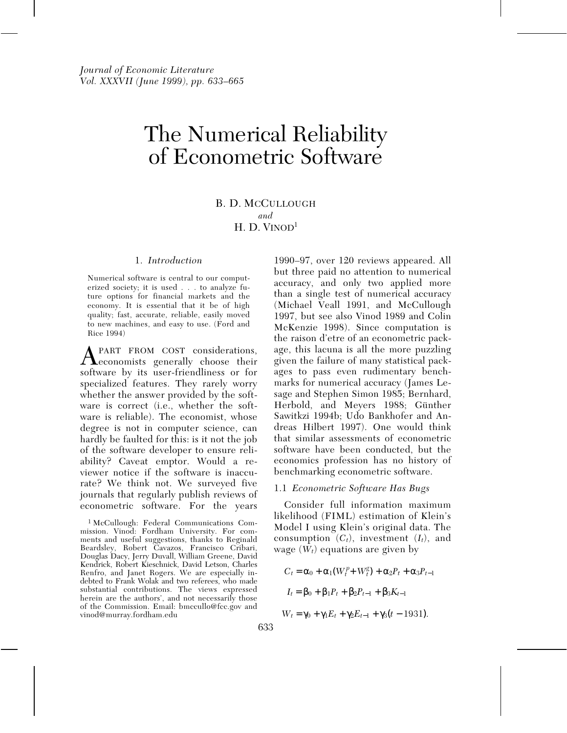# The Numerical Reliability of Econometric Software

B. D. McCullough
*and*
H. D. Vinod[1]

## 1. *Introduction*

> Numerical software is central to our computerized society; it is used . . . to analyze future options for financial markets and the economy. It is essential that it be of high quality; fast, accurate, reliable, easily moved to new machines, and easy to use. (Ford and Rice 1994)

Apart from cost considerations, economists generally choose their software by its user-friendliness or for specialized features. They rarely worry whether the answer provided by the software is correct (i.e., whether the software is reliable). The economist, whose degree is not in computer science, can hardly be faulted for this: is it not the job of the software developer to ensure reliability? Caveat emptor. Would a reviewer notice if the software is inaccurate? We think not. We surveyed five journals that regularly publish reviews of econometric software. For the years 1990–97, over 120 reviews appeared. All but three paid no attention to numerical accuracy, and only two applied more than a single test of numerical accuracy (Michael Veall 1991, and McCullough 1997, but see also Vinod 1989 and Colin McKenzie 1998). Since computation is the raison d'etre of an econometric package, this lacuna is all the more puzzling given the failure of many statistical packages to pass even rudimentary benchmarks for numerical accuracy (James Lesage and Stephen Simon 1985; Bernhard, Herbold, and Meyers 1988; Günther Sawitkzi 1994b; Udo Bankhofer and Andreas Hilbert 1997). One would think that similar assessments of econometric software have been conducted, but the economics profession has no history of benchmarking econometric software.

### 1.1 *Econometric Software Has Bugs*

Consider full information maximum likelihood (FIML) estimation of Klein's Model I using Klein's original data. The consumption ($C_t$), investment ($I_t$), and wage ($W_t$) equations are given by

$$C_t = \alpha_0 + \alpha_1(W_t^p + W_t^g) + \alpha_2 P_t + \alpha_3 P_{t-1}$$

$$I_t = \beta_0 + \beta_1 P_t + \beta_2 P_{t-1} + \beta_3 K_{t-1}$$

$$W_t = \gamma_0 + \gamma_1 E_t + \gamma_2 E_{t-1} + \gamma_3 (t - 1931).$$

[1] McCullough: Federal Communications Commission. Vinod: Fordham University. For comments and useful suggestions, thanks to Reginald Beardsley, Robert Cavazos, Francisco Cribari, Douglas Dacy, Jerry Duvall, William Greene, David Kendrick, Robert Kieschnick, David Letson, Charles Renfro, and Janet Rogers. We are especially indebted to Frank Wolak and two referees, who made substantial contributions. The views expressed herein are the authors', and not necessarily those of the Commission. Email: bmccullo@fcc.gov and vinod@murray.fordham.edu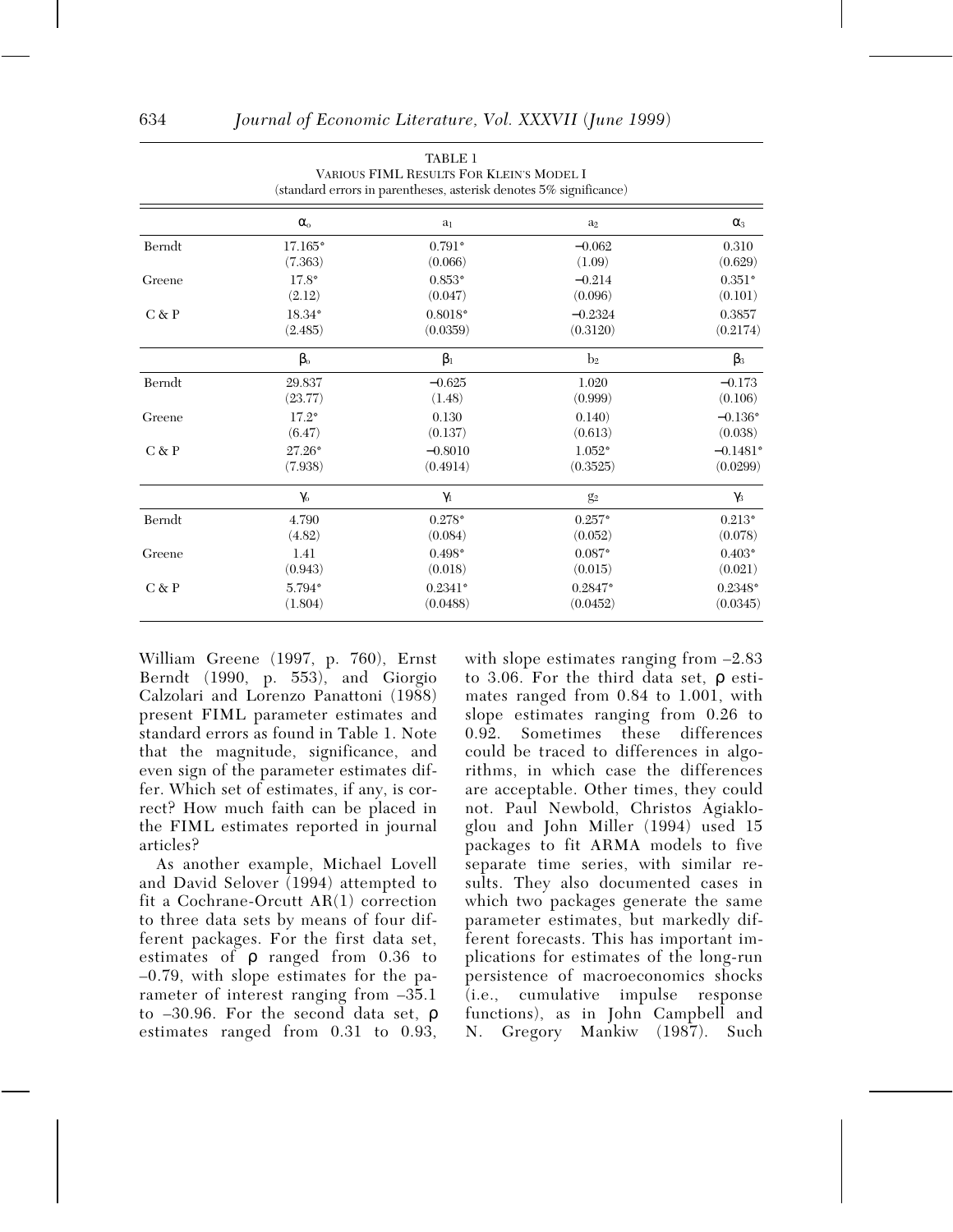TABLE 1
VARIOUS FIML RESULTS FOR KLEIN'S MODEL I
(standard errors in parentheses, asterisk denotes 5% significance)

| | $\alpha_o$ | $a_1$ | $a_2$ | $\alpha_3$ |
|---|---|---|---|---|
| Berndt | 17.165* | 0.791* | −0.062 | 0.310 |
| | (7.363) | (0.066) | (1.09) | (0.629) |
| Greene | 17.8* | 0.853* | −0.214 | 0.351* |
| | (2.12) | (0.047) | (0.096) | (0.101) |
| C & P | 18.34* | 0.8018* | −0.2324 | 0.3857 |
| | (2.485) | (0.0359) | (0.3120) | (0.2174) |
| | $\beta_o$ | $\beta_1$ | $b_2$ | $\beta_3$ |
| Berndt | 29.837 | −0.625 | 1.020 | −0.173 |
| | (23.77) | (1.48) | (0.999) | (0.106) |
| Greene | 17.2* | 0.130 | 0.140) | −0.136* |
| | (6.47) | (0.137) | (0.613) | (0.038) |
| C & P | 27.26* | −0.8010 | 1.052* | −0.1481* |
| | (7.938) | (0.4914) | (0.3525) | (0.0299) |
| | $\gamma_o$ | $\gamma_1$ | $g_2$ | $\gamma_3$ |
| Berndt | 4.790 | 0.278* | 0.257* | 0.213* |
| | (4.82) | (0.084) | (0.052) | (0.078) |
| Greene | 1.41 | 0.498* | 0.087* | 0.403* |
| | (0.943) | (0.018) | (0.015) | (0.021) |
| C & P | 5.794* | 0.2341* | 0.2847* | 0.2348* |
| | (1.804) | (0.0488) | (0.0452) | (0.0345) |

William Greene (1997, p. 760), Ernst Berndt (1990, p. 553), and Giorgio Calzolari and Lorenzo Panattoni (1988) present FIML parameter estimates and standard errors as found in Table 1. Note that the magnitude, significance, and even sign of the parameter estimates differ. Which set of estimates, if any, is correct? How much faith can be placed in the FIML estimates reported in journal articles?

As another example, Michael Lovell and David Selover (1994) attempted to fit a Cochrane-Orcutt AR(1) correction to three data sets by means of four different packages. For the first data set, estimates of $\rho$ ranged from 0.36 to –0.79, with slope estimates for the parameter of interest ranging from –35.1 to –30.96. For the second data set, $\rho$ estimates ranged from 0.31 to 0.93, with slope estimates ranging from –2.83 to 3.06. For the third data set, $\rho$ estimates ranged from 0.84 to 1.001, with slope estimates ranging from 0.26 to 0.92. Sometimes these differences could be traced to differences in algorithms, in which case the differences are acceptable. Other times, they could not. Paul Newbold, Christos Agiakloglou and John Miller (1994) used 15 packages to fit ARMA models to five separate time series, with similar results. They also documented cases in which two packages generate the same parameter estimates, but markedly different forecasts. This has important implications for estimates of the long-run persistence of macroeconomics shocks (i.e., cumulative impulse response functions), as in John Campbell and N. Gregory Mankiw (1987). Such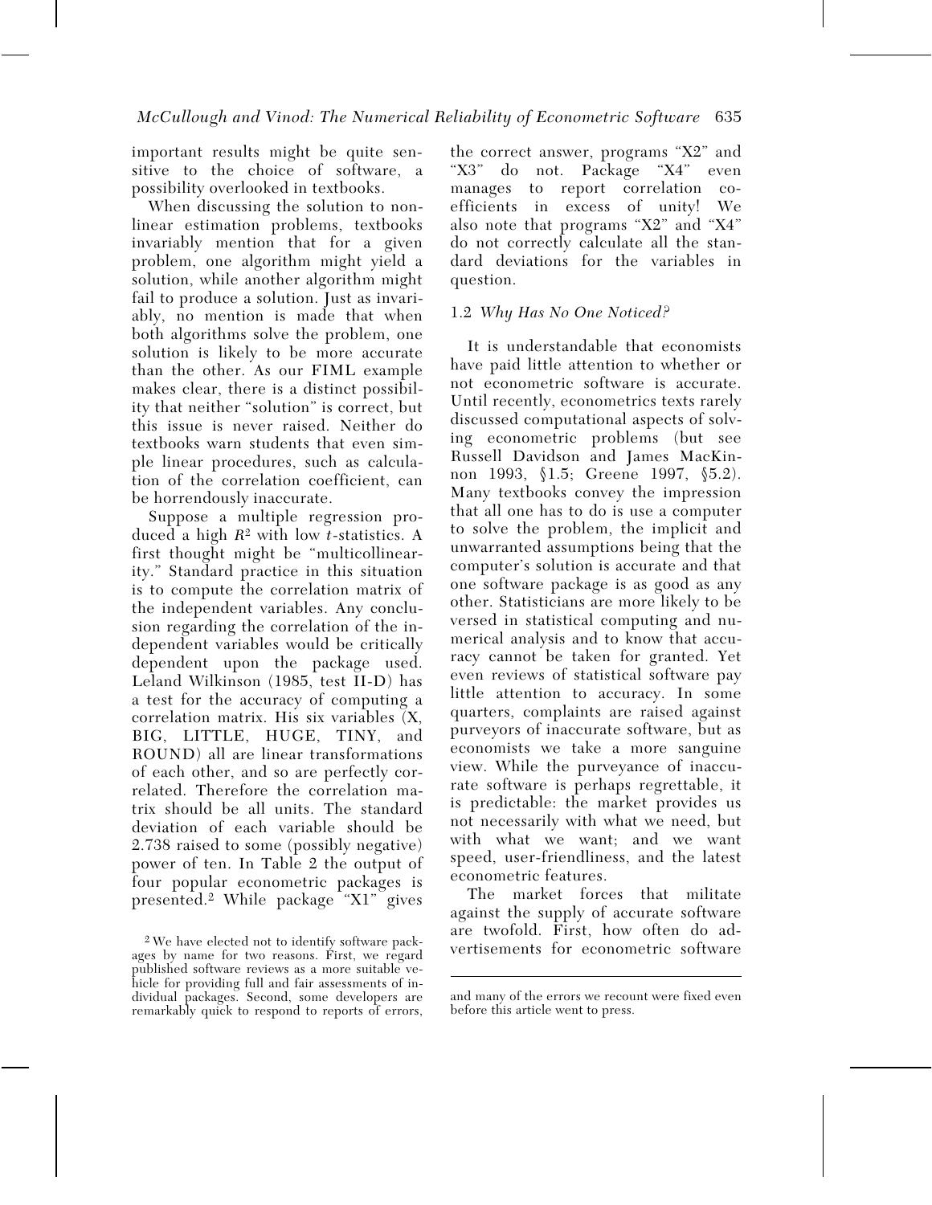important results might be quite sensitive to the choice of software, a possibility overlooked in textbooks.

When discussing the solution to nonlinear estimation problems, textbooks invariably mention that for a given problem, one algorithm might yield a solution, while another algorithm might fail to produce a solution. Just as invariably, no mention is made that when both algorithms solve the problem, one solution is likely to be more accurate than the other. As our FIML example makes clear, there is a distinct possibility that neither "solution" is correct, but this issue is never raised. Neither do textbooks warn students that even simple linear procedures, such as calculation of the correlation coefficient, can be horrendously inaccurate.

Suppose a multiple regression produced a high $R^2$ with low $t$-statistics. A first thought might be "multicollinearity." Standard practice in this situation is to compute the correlation matrix of the independent variables. Any conclusion regarding the correlation of the independent variables would be critically dependent upon the package used. Leland Wilkinson (1985, test II-D) has a test for the accuracy of computing a correlation matrix. His six variables (X, BIG, LITTLE, HUGE, TINY, and ROUND) all are linear transformations of each other, and so are perfectly correlated. Therefore the correlation matrix should be all units. The standard deviation of each variable should be 2.738 raised to some (possibly negative) power of ten. In Table 2 the output of four popular econometric packages is presented.[2] While package "X1" gives the correct answer, programs "X2" and "X3" do not. Package "X4" even manages to report correlation coefficients in excess of unity! We also note that programs "X2" and "X4" do not correctly calculate all the standard deviations for the variables in question.

### 1.2 *Why Has No One Noticed?*

It is understandable that economists have paid little attention to whether or not econometric software is accurate. Until recently, econometrics texts rarely discussed computational aspects of solving econometric problems (but see Russell Davidson and James MacKinnon 1993, §1.5; Greene 1997, §5.2). Many textbooks convey the impression that all one has to do is use a computer to solve the problem, the implicit and unwarranted assumptions being that the computer's solution is accurate and that one software package is as good as any other. Statisticians are more likely to be versed in statistical computing and numerical analysis and to know that accuracy cannot be taken for granted. Yet even reviews of statistical software pay little attention to accuracy. In some quarters, complaints are raised against purveyors of inaccurate software, but as economists we take a more sanguine view. While the purveyance of inaccurate software is perhaps regrettable, it is predictable: the market provides us not necessarily with what we need, but with what we want; and we want speed, user-friendliness, and the latest econometric features.

The market forces that militate against the supply of accurate software are twofold. First, how often do advertisements for econometric software

[2] We have elected not to identify software packages by name for two reasons. First, we regard published software reviews as a more suitable vehicle for providing full and fair assessments of individual packages. Second, some developers are remarkably quick to respond to reports of errors, and many of the errors we recount were fixed even before this article went to press.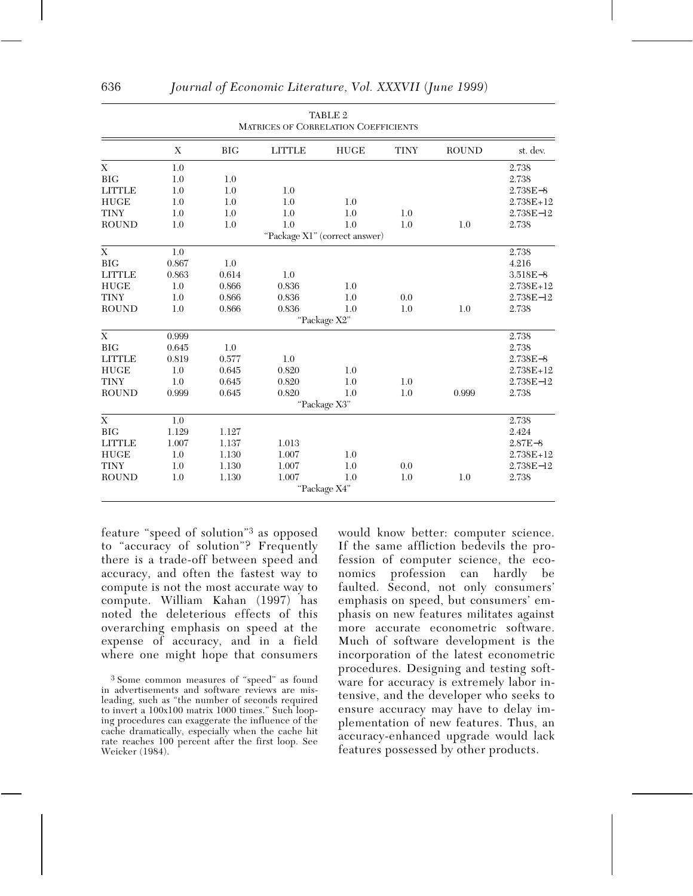TABLE 2
MATRICES OF CORRELATION COEFFICIENTS

| | X | BIG | LITTLE | HUGE | TINY | ROUND | st. dev. |
|---|---|---|---|---|---|---|---|
| X | 1.0 | | | | | | 2.738 |
| BIG | 1.0 | 1.0 | | | | | 2.738 |
| LITTLE | 1.0 | 1.0 | 1.0 | | | | 2.738E−8 |
| HUGE | 1.0 | 1.0 | 1.0 | 1.0 | | | 2.738E+12 |
| TINY | 1.0 | 1.0 | 1.0 | 1.0 | 1.0 | | 2.738E−12 |
| ROUND | 1.0 | 1.0 | 1.0 | 1.0 | 1.0 | 1.0 | 2.738 |
| | | | "Package X1" (correct answer) | | | | |
| X | 1.0 | | | | | | 2.738 |
| BIG | 0.867 | 1.0 | | | | | 4.216 |
| LITTLE | 0.863 | 0.614 | 1.0 | | | | 3.518E−8 |
| HUGE | 1.0 | 0.866 | 0.836 | 1.0 | | | 2.738E+12 |
| TINY | 1.0 | 0.866 | 0.836 | 1.0 | 0.0 | | 2.738E−12 |
| ROUND | 1.0 | 0.866 | 0.836 | 1.0 | 1.0 | 1.0 | 2.738 |
| | | | "Package X2" | | | | |
| X | 0.999 | | | | | | 2.738 |
| BIG | 0.645 | 1.0 | | | | | 2.738 |
| LITTLE | 0.819 | 0.577 | 1.0 | | | | 2.738E−8 |
| HUGE | 1.0 | 0.645 | 0.820 | 1.0 | | | 2.738E+12 |
| TINY | 1.0 | 0.645 | 0.820 | 1.0 | 1.0 | | 2.738E−12 |
| ROUND | 0.999 | 0.645 | 0.820 | 1.0 | 1.0 | 0.999 | 2.738 |
| | | | "Package X3" | | | | |
| X | 1.0 | | | | | | 2.738 |
| BIG | 1.129 | 1.127 | | | | | 2.424 |
| LITTLE | 1.007 | 1.137 | 1.013 | | | | 2.87E−8 |
| HUGE | 1.0 | 1.130 | 1.007 | 1.0 | | | 2.738E+12 |
| TINY | 1.0 | 1.130 | 1.007 | 1.0 | 0.0 | | 2.738E−12 |
| ROUND | 1.0 | 1.130 | 1.007 | 1.0 | 1.0 | 1.0 | 2.738 |
| | | | "Package X4" | | | | |

feature "speed of solution"[3] as opposed to "accuracy of solution"? Frequently there is a trade-off between speed and accuracy, and often the fastest way to compute is not the most accurate way to compute. William Kahan (1997) has noted the deleterious effects of this overarching emphasis on speed at the expense of accuracy, and in a field where one might hope that consumers would know better: computer science. If the same affliction bedevils the profession of computer science, the economics profession can hardly be faulted. Second, not only consumers' emphasis on speed, but consumers' emphasis on new features militates against more accurate econometric software. Much of software development is the incorporation of the latest econometric procedures. Designing and testing software for accuracy is extremely labor intensive, and the developer who seeks to ensure accuracy may have to delay implementation of new features. Thus, an accuracy-enhanced upgrade would lack features possessed by other products.

[3] Some common measures of "speed" as found in advertisements and software reviews are misleading, such as "the number of seconds required to invert a 100x100 matrix 1000 times." Such looping procedures can exaggerate the influence of the cache dramatically, especially when the cache hit rate reaches 100 percent after the first loop. See Weicker (1984).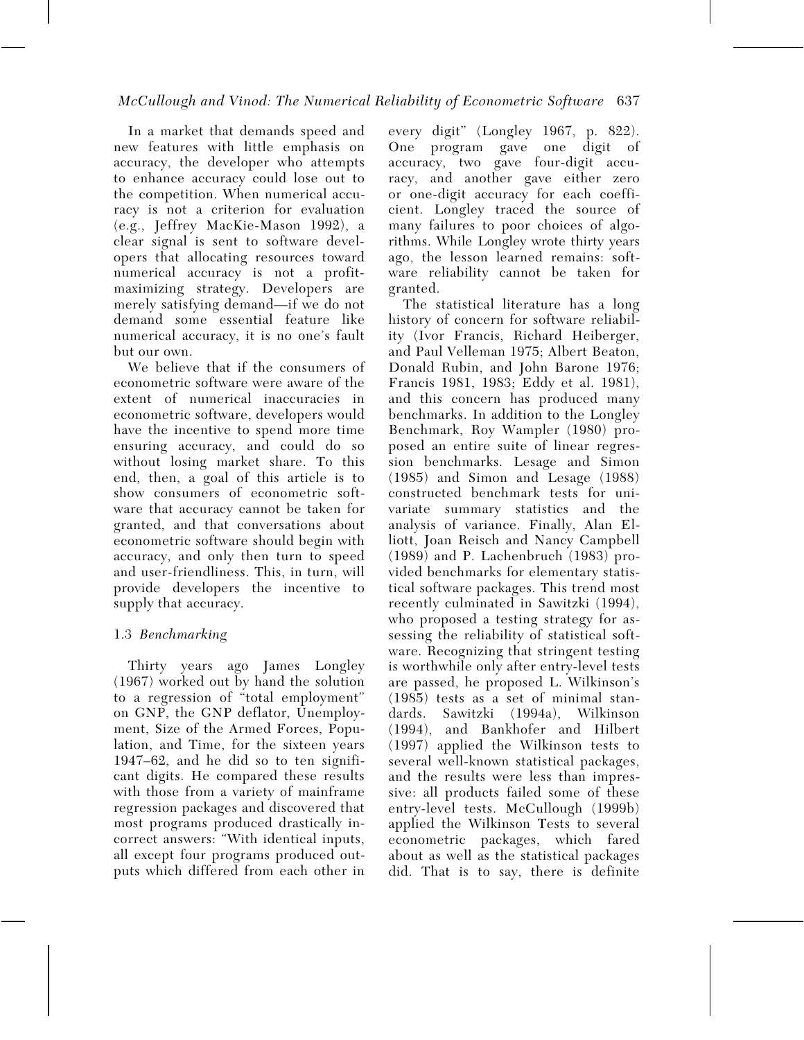In a market that demands speed and new features with little emphasis on accuracy, the developer who attempts to enhance accuracy could lose out to the competition. When numerical accuracy is not a criterion for evaluation (e.g., Jeffrey MacKie-Mason 1992), a clear signal is sent to software developers that allocating resources toward numerical accuracy is not a profit-maximizing strategy. Developers are merely satisfying demand—if we do not demand some essential feature like numerical accuracy, it is no one's fault but our own.

We believe that if the consumers of econometric software were aware of the extent of numerical inaccuracies in econometric software, developers would have the incentive to spend more time ensuring accuracy, and could do so without losing market share. To this end, then, a goal of this article is to show consumers of econometric software that accuracy cannot be taken for granted, and that conversations about econometric software should begin with accuracy, and only then turn to speed and user-friendliness. This, in turn, will provide developers the incentive to supply that accuracy.

### 1.3 *Benchmarking*

Thirty years ago James Longley (1967) worked out by hand the solution to a regression of "total employment" on GNP, the GNP deflator, Unemployment, Size of the Armed Forces, Population, and Time, for the sixteen years 1947–62, and he did so to ten significant digits. He compared these results with those from a variety of mainframe regression packages and discovered that most programs produced drastically incorrect answers: "With identical inputs, all except four programs produced outputs which differed from each other in every digit" (Longley 1967, p. 822). One program gave one digit of accuracy, two gave four-digit accuracy, and another gave either zero or one-digit accuracy for each coefficient. Longley traced the source of many failures to poor choices of algorithms. While Longley wrote thirty years ago, the lesson learned remains: software reliability cannot be taken for granted.

The statistical literature has a long history of concern for software reliability (Ivor Francis, Richard Heiberger, and Paul Velleman 1975; Albert Beaton, Donald Rubin, and John Barone 1976; Francis 1981, 1983; Eddy et al. 1981), and this concern has produced many benchmarks. In addition to the Longley Benchmark, Roy Wampler (1980) proposed an entire suite of linear regression benchmarks. Lesage and Simon (1985) and Simon and Lesage (1988) constructed benchmark tests for univariate summary statistics and the analysis of variance. Finally, Alan Elliott, Joan Reisch and Nancy Campbell (1989) and P. Lachenbruch (1983) provided benchmarks for elementary statistical software packages. This trend most recently culminated in Sawitzki (1994), who proposed a testing strategy for assessing the reliability of statistical software. Recognizing that stringent testing is worthwhile only after entry-level tests are passed, he proposed L. Wilkinson's (1985) tests as a set of minimal standards. Sawitzki (1994a), Wilkinson (1994), and Bankhofer and Hilbert (1997) applied the Wilkinson tests to several well-known statistical packages, and the results were less than impressive: all products failed some of these entry-level tests. McCullough (1999b) applied the Wilkinson Tests to several econometric packages, which fared about as well as the statistical packages did. That is to say, there is definite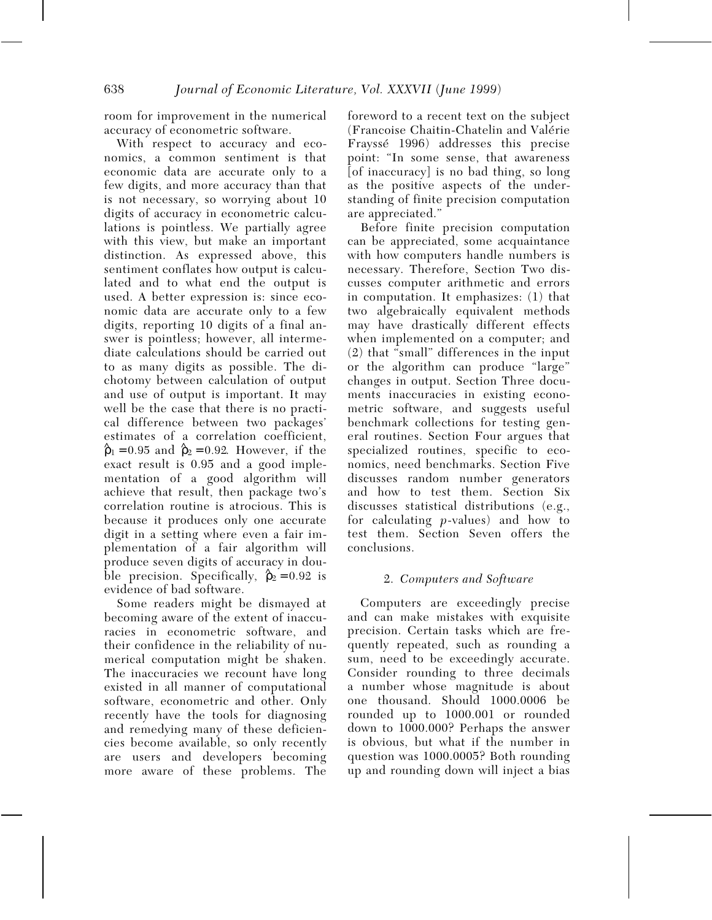room for improvement in the numerical accuracy of econometric software.

With respect to accuracy and economics, a common sentiment is that economic data are accurate only to a few digits, and more accuracy than that is not necessary, so worrying about 10 digits of accuracy in econometric calculations is pointless. We partially agree with this view, but make an important distinction. As expressed above, this sentiment conflates how output is calculated and to what end the output is used. A better expression is: since economic data are accurate only to a few digits, reporting 10 digits of a final answer is pointless; however, all intermediate calculations should be carried out to as many digits as possible. The dichotomy between calculation of output and use of output is important. It may well be the case that there is no practical difference between two packages' estimates of a correlation coefficient, $\hat{\rho}_1 = 0.95$ and $\hat{\rho}_2 = 0.92$. However, if the exact result is 0.95 and a good implementation of a good algorithm will achieve that result, then package two's correlation routine is atrocious. This is because it produces only one accurate digit in a setting where even a fair implementation of a fair algorithm will produce seven digits of accuracy in double precision. Specifically, $\hat{\rho}_2 = 0.92$ is evidence of bad software.

Some readers might be dismayed at becoming aware of the extent of inaccuracies in econometric software, and their confidence in the reliability of numerical computation might be shaken. The inaccuracies we recount have long existed in all manner of computational software, econometric and other. Only recently have the tools for diagnosing and remedying many of these deficiencies become available, so only recently are users and developers becoming more aware of these problems. The foreword to a recent text on the subject (Francoise Chaitin-Chatelin and Valérie Frayssé 1996) addresses this precise point: "In some sense, that awareness [of inaccuracy] is no bad thing, so long as the positive aspects of the understanding of finite precision computation are appreciated."

Before finite precision computation can be appreciated, some acquaintance with how computers handle numbers is necessary. Therefore, Section Two discusses computer arithmetic and errors in computation. It emphasizes: (1) that two algebraically equivalent methods may have drastically different effects when implemented on a computer; and (2) that "small" differences in the input or the algorithm can produce "large" changes in output. Section Three documents inaccuracies in existing econometric software, and suggests useful benchmark collections for testing general routines. Section Four argues that specialized routines, specific to economics, need benchmarks. Section Five discusses random number generators and how to test them. Section Six discusses statistical distributions (e.g., for calculating *p*-values) and how to test them. Section Seven offers the conclusions.

## 2. *Computers and Software*

Computers are exceedingly precise and can make mistakes with exquisite precision. Certain tasks which are frequently repeated, such as rounding a sum, need to be exceedingly accurate. Consider rounding to three decimals a number whose magnitude is about one thousand. Should 1000.0006 be rounded up to 1000.001 or rounded down to 1000.000? Perhaps the answer is obvious, but what if the number in question was 1000.0005? Both rounding up and rounding down will inject a bias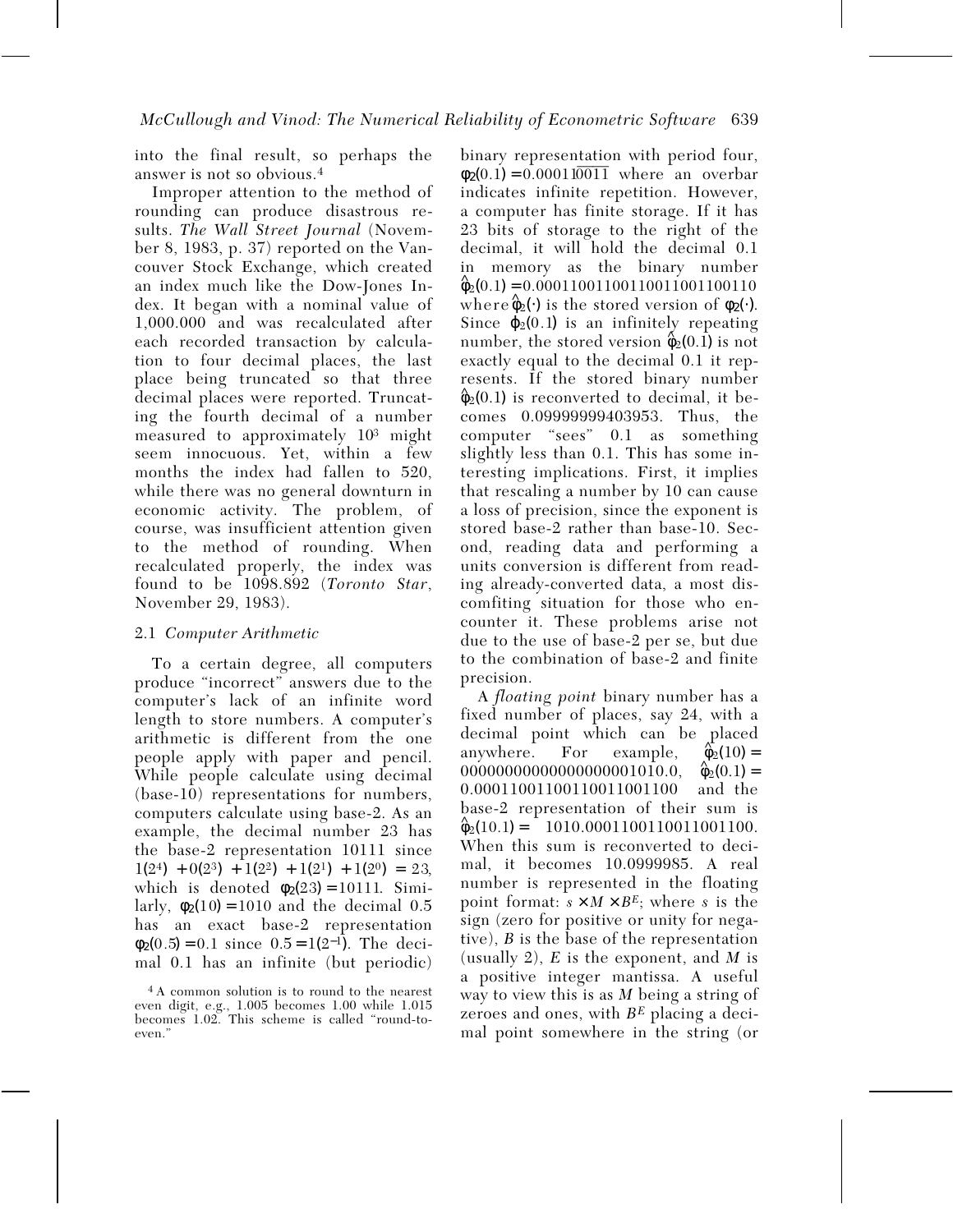into the final result, so perhaps the answer is not so obvious.[4]

Improper attention to the method of rounding can produce disastrous results. *The Wall Street Journal* (November 8, 1983, p. 37) reported on the Vancouver Stock Exchange, which created an index much like the Dow-Jones Index. It began with a nominal value of 1,000.000 and was recalculated after each recorded transaction by calculation to four decimal places, the last place being truncated so that three decimal places were reported. Truncating the fourth decimal of a number measured to approximately $10^3$ might seem innocuous. Yet, within a few months the index had fallen to 520, while there was no general downturn in economic activity. The problem, of course, was insufficient attention given to the method of rounding. When recalculated properly, the index was found to be 1098.892 (*Toronto Star*, November 29, 1983).

### 2.1 *Computer Arithmetic*

To a certain degree, all computers produce "incorrect" answers due to the computer's lack of an infinite word length to store numbers. A computer's arithmetic is different from the one people apply with paper and pencil. While people calculate using decimal (base-10) representations for numbers, computers calculate using base-2. As an example, the decimal number 23 has the base-2 representation 10111 since $1(2^4) + 0(2^3) + 1(2^2) + 1(2^1) + 1(2^0) = 23$, which is denoted $\phi_2(23) = 10111$. Similarly, $\phi_2(10) = 1010$ and the decimal 0.5 has an exact base-2 representation $\phi_2(0.5) = 0.1$ since $0.5 = 1(2^{-1})$. The decimal 0.1 has an infinite (but periodic) binary representation with period four, $\phi_2(0.1) = 0.00011\overline{0011}$ where an overbar indicates infinite repetition. However, a computer has finite storage. If it has 23 bits of storage to the right of the decimal, it will hold the decimal 0.1 in memory as the binary number $\hat{\varphi}_2(0.1) = 0.00011001100110011001100110$ where $\hat{\varphi}_2(\cdot)$ is the stored version of $\phi_2(\cdot)$. Since $\varphi_2(0.1)$ is an infinitely repeating number, the stored version $\hat{\varphi}_2(0.1)$ is not exactly equal to the decimal 0.1 it represents. If the stored binary number $\hat{\varphi}_2(0.1)$ is reconverted to decimal, it becomes 0.09999999403953. Thus, the computer "sees" 0.1 as something slightly less than 0.1. This has some interesting implications. First, it implies that rescaling a number by 10 can cause a loss of precision, since the exponent is stored base-2 rather than base-10. Second, reading data and performing a units conversion is different from reading already-converted data, a most discomfiting situation for those who encounter it. These problems arise not due to the use of base-2 per se, but due to the combination of base-2 and finite precision.

A *floating point* binary number has a fixed number of places, say 24, with a decimal point which can be placed anywhere. For example, $\hat{\varphi}_2(10) =$ 00000000000000000001010.0, $\hat{\varphi}_2(0.1) =$ 0.00011001100110011001100 and the base-2 representation of their sum is $\hat{\varphi}_2(10.1) =$ 1010.0001100110011001100. When this sum is reconverted to decimal, it becomes 10.0999985. A real number is represented in the floating point format: $s \times M \times B^E$; where $s$ is the sign (zero for positive or unity for negative), $B$ is the base of the representation (usually 2), $E$ is the exponent, and $M$ is a positive integer mantissa. A useful way to view this is as $M$ being a string of zeroes and ones, with $B^E$ placing a decimal point somewhere in the string (or

[4] A common solution is to round to the nearest even digit, e.g., 1.005 becomes 1.00 while 1.015 becomes 1.02. This scheme is called "round-to-even."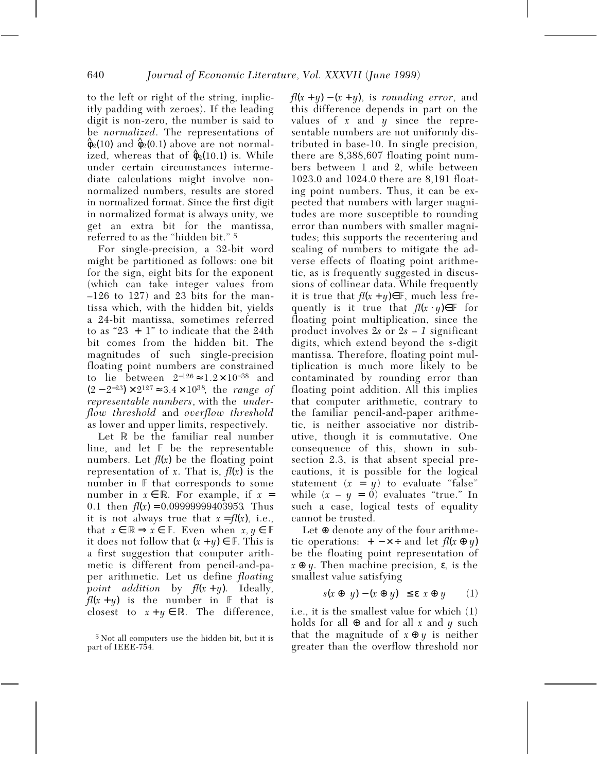to the left or right of the string, implicitly padding with zeroes). If the leading digit is non-zero, the number is said to be *normalized*. The representations of $\hat{\varphi}_2(10)$ and $\hat{\varphi}_2(0.1)$ above are not normalized, whereas that of $\hat{\varphi}_2(10.1)$ is. While under certain circumstances intermediate calculations might involve non-normalized numbers, results are stored in normalized format. Since the first digit in normalized format is always unity, we get an extra bit for the mantissa, referred to as the "hidden bit." [5]

For single-precision, a 32-bit word might be partitioned as follows: one bit for the sign, eight bits for the exponent (which can take integer values from –126 to 127) and 23 bits for the mantissa which, with the hidden bit, yields a 24-bit mantissa, sometimes referred to as "23 + 1" to indicate that the 24th bit comes from the hidden bit. The magnitudes of such single-precision floating point numbers are constrained to lie between $2^{-126} \approx 1.2 \times 10^{-38}$ and $(2 - 2^{-23}) \times 2^{127} \approx 3.4 \times 10^{38}$, the *range of representable numbers*, with the *underflow threshold* and *overflow threshold* as lower and upper limits, respectively.

Let $\mathbb{R}$ be the familiar real number line, and let $\mathbb{F}$ be the representable numbers. Let $fl(x)$ be the floating point representation of $x$. That is, $fl(x)$ is the number in $\mathbb{F}$ that corresponds to some number in $x \in \mathbb{R}$. For example, if $x = 0.1$ then $fl(x) = 0.09999999403953$. Thus it is not always true that $x = fl(x)$, i.e., that $x \in \mathbb{R} \Rightarrow x \in \mathbb{F}$. Even when $x, y \in \mathbb{F}$ it does not follow that $(x + y) \in \mathbb{F}$. This is a first suggestion that computer arithmetic is different from pencil-and-paper arithmetic. Let us define *floating point addition* by $fl(x + y)$. Ideally, $fl(x + y)$ is the number in $\mathbb{F}$ that is closest to $x + y \in \mathbb{R}$. The difference, $fl(x + y) - (x + y)$, is *rounding error*, and this difference depends in part on the values of $x$ and $y$ since the representable numbers are not uniformly distributed in base-10. In single precision, there are 8,388,607 floating point numbers between 1 and 2, while between 1023.0 and 1024.0 there are 8,191 floating point numbers. Thus, it can be expected that numbers with larger magnitudes are more susceptible to rounding error than numbers with smaller magnitudes; this supports the recentering and scaling of numbers to mitigate the adverse effects of floating point arithmetic, as is frequently suggested in discussions of collinear data. While frequently it is true that $fl(x + y) \in \mathbb{F}$, much less frequently is it true that $fl(x \cdot y) \in \mathbb{F}$ for floating point multiplication, since the product involves $2s$ or $2s - 1$ significant digits, which extend beyond the $s$-digit mantissa. Therefore, floating point multiplication is much more likely to be contaminated by rounding error than floating point addition. All this implies that computer arithmetic, contrary to the familiar pencil-and-paper arithmetic, is neither associative nor distributive, though it is commutative. One consequence of this, shown in subsection 2.3, is that absent special precautions, it is possible for the logical statement $(x = y)$ to evaluate "false" while $(x - y = 0)$ evaluates "true." In such a case, logical tests of equality cannot be trusted.

Let $\oplus$ denote any of the four arithmetic operations: $+ - \times \div$ and let $fl(x \oplus y)$ be the floating point representation of $x \oplus y$. Then machine precision, $\varepsilon$, is the smallest value satisfying

$$|fl(x \oplus y) - (x \oplus y)| \leq \varepsilon |x \oplus y| \qquad (1)$$

i.e., it is the smallest value for which (1) holds for all $\oplus$ and for all $x$ and $y$ such that the magnitude of $x \oplus y$ is neither greater than the overflow threshold nor

[5] Not all computers use the hidden bit, but it is part of IEEE-754.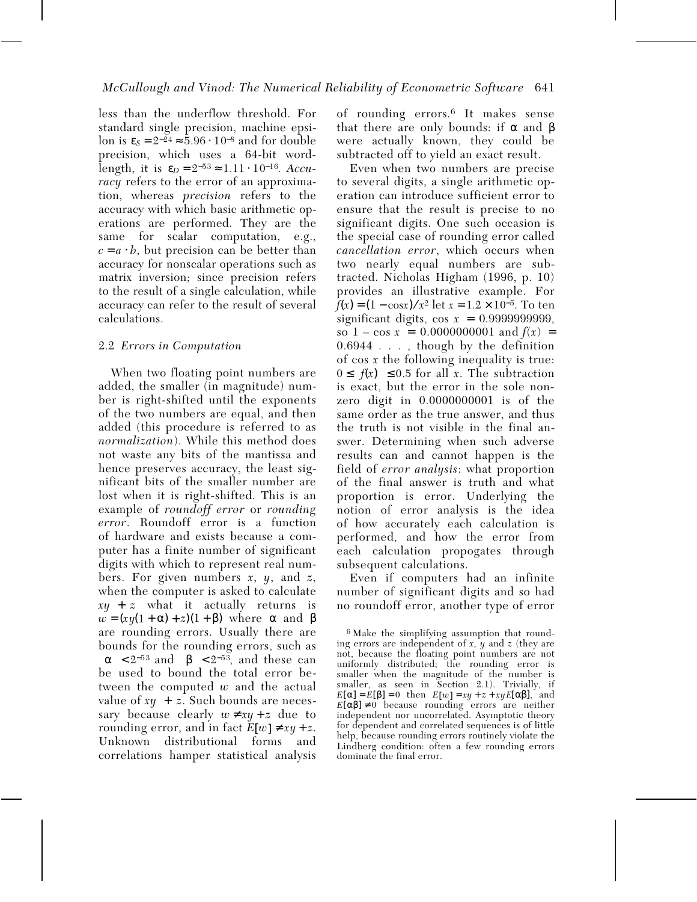less than the underflow threshold. For standard single precision, machine epsilon is $\varepsilon_S = 2^{-24} \approx 5.96 \cdot 10^{-8}$ and for double precision, which uses a 64-bit wordlength, it is $\varepsilon_D = 2^{-53} \approx 1.11 \cdot 10^{-16}$. *Accuracy* refers to the error of an approximation, whereas *precision* refers to the accuracy with which basic arithmetic operations are performed. They are the same for scalar computation, e.g., $c = a \cdot b$, but precision can be better than accuracy for nonscalar operations such as matrix inversion; since precision refers to the result of a single calculation, while accuracy can refer to the result of several calculations.

### 2.2 *Errors in Computation*

When two floating point numbers are added, the smaller (in magnitude) number is right-shifted until the exponents of the two numbers are equal, and then added (this procedure is referred to as *normalization*). While this method does not waste any bits of the mantissa and hence preserves accuracy, the least significant bits of the smaller number are lost when it is right-shifted. This is an example of *roundoff error* or *rounding error*. Roundoff error is a function of hardware and exists because a computer has a finite number of significant digits with which to represent real numbers. For given numbers $x$, $y$, and $z$, when the computer is asked to calculate $xy + z$ what it actually returns is $w = (xy(1 + \alpha) + z)(1 + \beta)$ where $\alpha$ and $\beta$ are rounding errors. Usually there are bounds for the rounding errors, such as $|\alpha| < 2^{-53}$ and $|\beta| < 2^{-53}$, and these can be used to bound the total error between the computed $w$ and the actual value of $xy + z$. Such bounds are necessary because clearly $w \neq xy + z$ due to rounding error, and in fact $E[w] \neq xy + z$. Unknown distributional forms and correlations hamper statistical analysis of rounding errors.[6] It makes sense that there are only bounds: if $\alpha$ and $\beta$ were actually known, they could be subtracted off to yield an exact result.

Even when two numbers are precise to several digits, a single arithmetic operation can introduce sufficient error to ensure that the result is precise to no significant digits. One such occasion is the special case of rounding error called *cancellation error*, which occurs when two nearly equal numbers are subtracted. Nicholas Higham (1996, p. 10) provides an illustrative example. For $f(x) = (1 - \cos x)/x^2$ let $x = 1.2 \times 10^{-5}$. To ten significant digits, $\cos x = 0.9999999999$, so $1 - \cos x = 0.0000000001$ and $f(x) = 0.6944 \ldots$, though by the definition of $\cos x$ the following inequality is true: $0 \leq f(x) \leq 0.5$ for all $x$. The subtraction is exact, but the error in the sole nonzero digit in 0.0000000001 is of the same order as the true answer, and thus the truth is not visible in the final answer. Determining when such adverse results can and cannot happen is the field of *error analysis*: what proportion of the final answer is truth and what proportion is error. Underlying the notion of error analysis is the idea of how accurately each calculation is performed, and how the error from each calculation propogates through subsequent calculations.

Even if computers had an infinite number of significant digits and so had no roundoff error, another type of error

[6] Make the simplifying assumption that rounding errors are independent of $x$, $y$ and $z$ (they are not, because the floating point numbers are not uniformly distributed; the rounding error is smaller when the magnitude of the number is smaller, as seen in Section 2.1). Trivially, if $E[\alpha] = E[\beta] = 0$ then $E[w] = xy + z + xyE[\alpha\beta]$, and $E[\alpha\beta] \neq 0$ because rounding errors are neither independent nor uncorrelated. Asymptotic theory for dependent and correlated sequences is of little help, because rounding errors routinely violate the Lindberg condition: often a few rounding errors dominate the final error.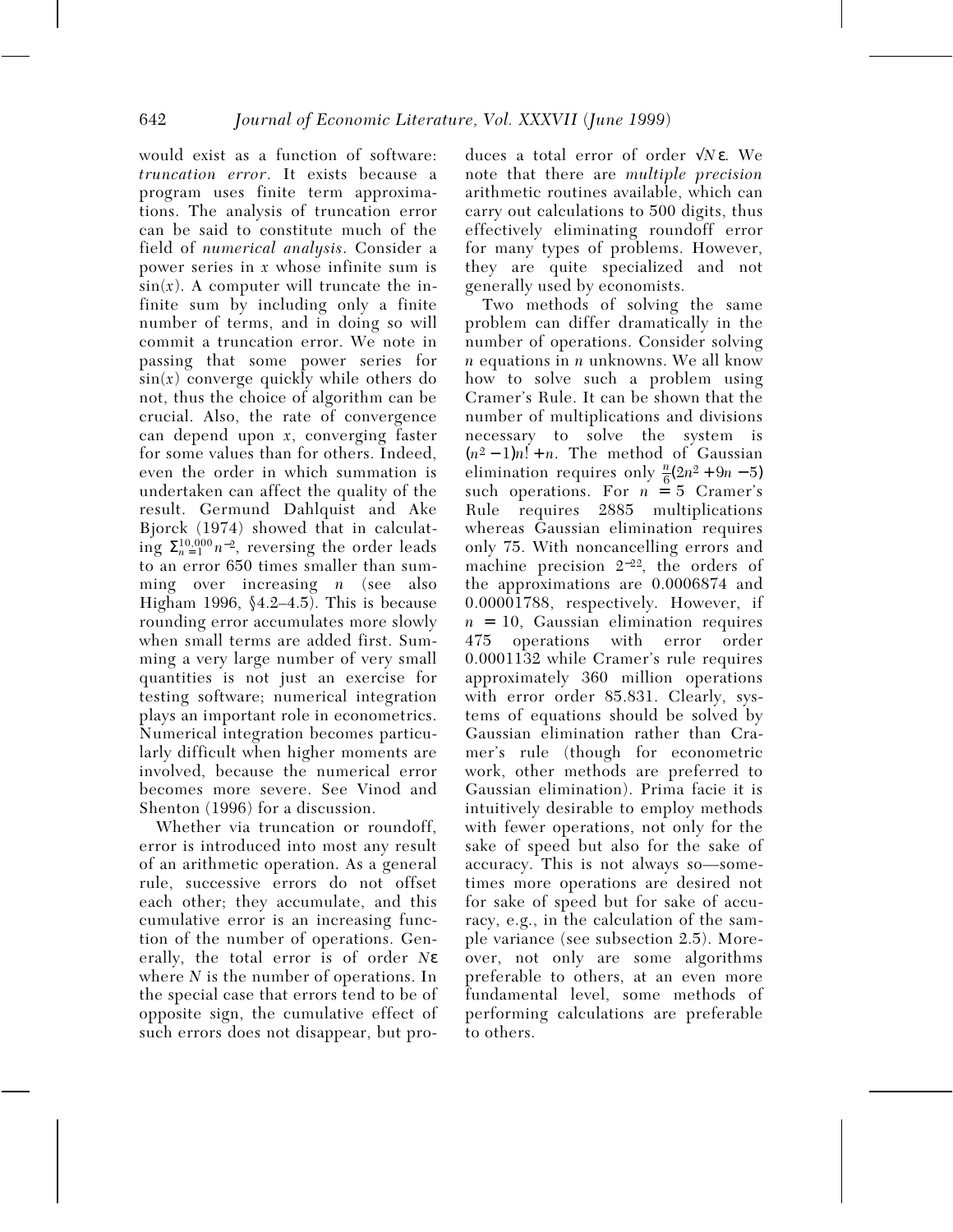would exist as a function of software: *truncation error*. It exists because a program uses finite term approximations. The analysis of truncation error can be said to constitute much of the field of *numerical analysis*. Consider a power series in $x$ whose infinite sum is $\sin(x)$. A computer will truncate the infinite sum by including only a finite number of terms, and in doing so will commit a truncation error. We note in passing that some power series for $\sin(x)$ converge quickly while others do not, thus the choice of algorithm can be crucial. Also, the rate of convergence can depend upon $x$, converging faster for some values than for others. Indeed, even the order in which summation is undertaken can affect the quality of the result. Germund Dahlquist and Ake Bjorck (1974) showed that in calculating $\Sigma_{n=1}^{10,000} n^{-2}$, reversing the order leads to an error 650 times smaller than summing over increasing $n$ (see also Higham 1996, §4.2–4.5). This is because rounding error accumulates more slowly when small terms are added first. Summing a very large number of very small quantities is not just an exercise for testing software; numerical integration plays an important role in econometrics. Numerical integration becomes particularly difficult when higher moments are involved, because the numerical error becomes more severe. See Vinod and Shenton (1996) for a discussion.

Whether via truncation or roundoff, error is introduced into most any result of an arithmetic operation. As a general rule, successive errors do not offset each other; they accumulate, and this cumulative error is an increasing function of the number of operations. Generally, the total error is of order $N\varepsilon$ where $N$ is the number of operations. In the special case that errors tend to be of opposite sign, the cumulative effect of such errors does not disappear, but produces a total error of order $\sqrt{N}\varepsilon$. We note that there are *multiple precision* arithmetic routines available, which can carry out calculations to 500 digits, thus effectively eliminating roundoff error for many types of problems. However, they are quite specialized and not generally used by economists.

Two methods of solving the same problem can differ dramatically in the number of operations. Consider solving $n$ equations in $n$ unknowns. We all know how to solve such a problem using Cramer's Rule. It can be shown that the number of multiplications and divisions necessary to solve the system is $(n^2 - 1)n! + n$. The method of Gaussian elimination requires only $\frac{n}{6}(2n^2 + 9n - 5)$ such operations. For $n = 5$ Cramer's Rule requires 2885 multiplications whereas Gaussian elimination requires only 75. With noncancelling errors and machine precision $2^{-22}$, the orders of the approximations are 0.0006874 and 0.00001788, respectively. However, if $n = 10$, Gaussian elimination requires 475 operations with error order 0.0001132 while Cramer's rule requires approximately 360 million operations with error order 85.831. Clearly, systems of equations should be solved by Gaussian elimination rather than Cramer's rule (though for econometric work, other methods are preferred to Gaussian elimination). Prima facie it is intuitively desirable to employ methods with fewer operations, not only for the sake of speed but also for the sake of accuracy. This is not always so—sometimes more operations are desired not for sake of speed but for sake of accuracy, e.g., in the calculation of the sample variance (see subsection 2.5). Moreover, not only are some algorithms preferable to others, at an even more fundamental level, some methods of performing calculations are preferable to others.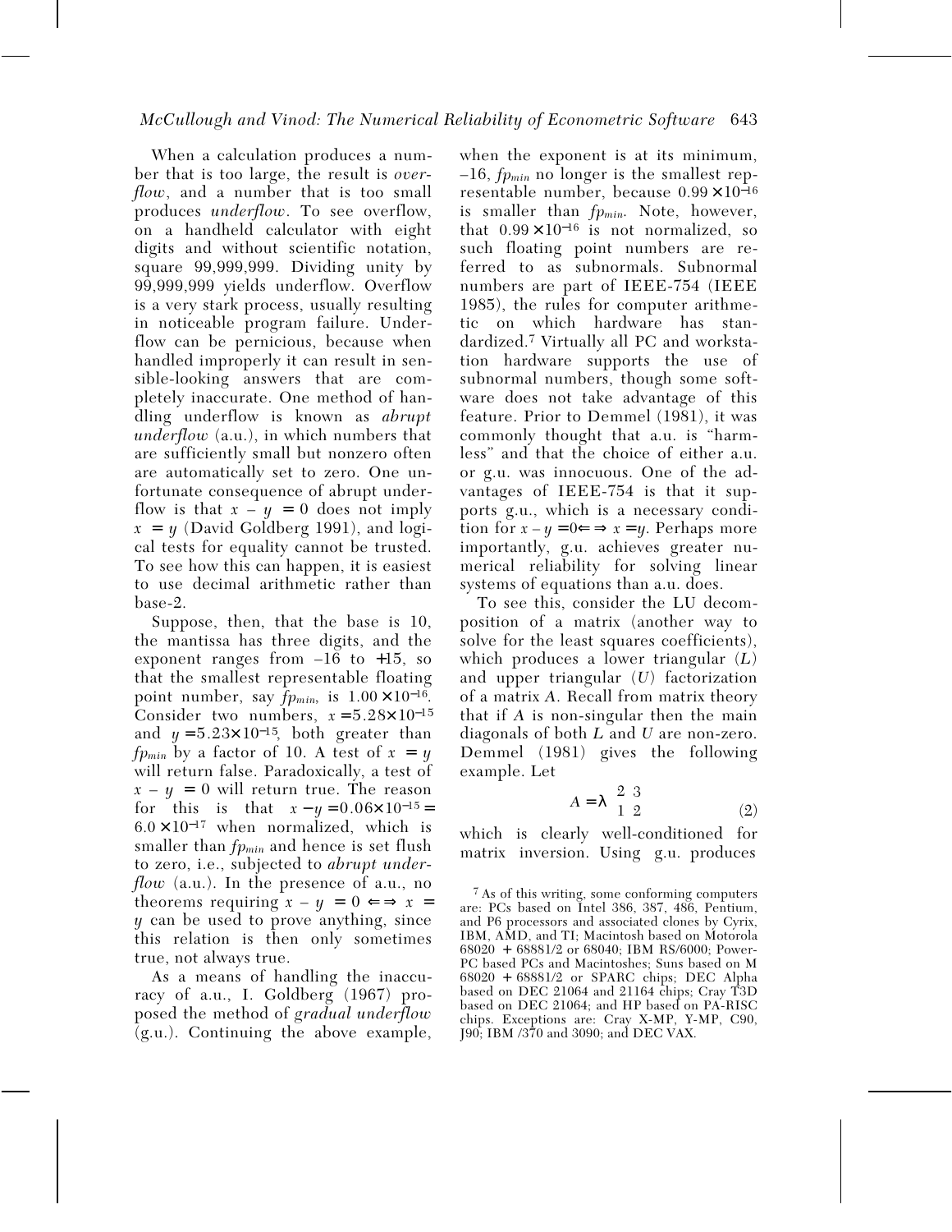When a calculation produces a number that is too large, the result is *overflow*, and a number that is too small produces *underflow*. To see overflow, on a handheld calculator with eight digits and without scientific notation, square 99,999,999. Dividing unity by 99,999,999 yields underflow. Overflow is a very stark process, usually resulting in noticeable program failure. Underflow can be pernicious, because when handled improperly it can result in sensible-looking answers that are completely inaccurate. One method of handling underflow is known as *abrupt underflow* (a.u.), in which numbers that are sufficiently small but nonzero often are automatically set to zero. One unfortunate consequence of abrupt underflow is that $x - y = 0$ does not imply $x = y$ (David Goldberg 1991), and logical tests for equality cannot be trusted. To see how this can happen, it is easiest to use decimal arithmetic rather than base-2.

Suppose, then, that the base is 10, the mantissa has three digits, and the exponent ranges from –16 to +15, so that the smallest representable floating point number, say $fp_{min}$, is $1.00 \times 10^{-16}$. Consider two numbers, $x = 5.28 \times 10^{-15}$ and $y = 5.23 \times 10^{-15}$, both greater than $fp_{min}$ by a factor of 10. A test of $x = y$ will return false. Paradoxically, a test of $x - y = 0$ will return true. The reason for this is that $x - y = 0.06 \times 10^{-15} = 6.0 \times 10^{-17}$ when normalized, which is smaller than $fp_{min}$ and hence is set flush to zero, i.e., subjected to *abrupt underflow* (a.u.). In the presence of a.u., no theorems requiring $x - y = 0 \Leftarrow\Rightarrow x = y$ can be used to prove anything, since this relation is then only sometimes true, not always true.

As a means of handling the inaccuracy of a.u., I. Goldberg (1967) proposed the method of *gradual underflow* (g.u.). Continuing the above example, when the exponent is at its minimum, –16, $fp_{min}$ no longer is the smallest representable number, because $0.99 \times 10^{-16}$ is smaller than $fp_{min}$. Note, however, that $0.99 \times 10^{-16}$ is not normalized, so such floating point numbers are referred to as subnormals. Subnormal numbers are part of IEEE-754 (IEEE 1985), the rules for computer arithmetic on which hardware has standardized.[7] Virtually all PC and workstation hardware supports the use of subnormal numbers, though some software does not take advantage of this feature. Prior to Demmel (1981), it was commonly thought that a.u. is "harmless" and that the choice of either a.u. or g.u. was innocuous. One of the advantages of IEEE-754 is that it supports g.u., which is a necessary condition for $x - y = 0 \Leftarrow\Rightarrow x = y$. Perhaps more importantly, g.u. achieves greater numerical reliability for solving linear systems of equations than a.u. does.

To see this, consider the LU decomposition of a matrix (another way to solve for the least squares coefficients), which produces a lower triangular ($L$) and upper triangular ($U$) factorization of a matrix $A$. Recall from matrix theory that if $A$ is non-singular then the main diagonals of both $L$ and $U$ are non-zero. Demmel (1981) gives the following example. Let

$$A = \lambda \begin{bmatrix} 2 & 3 \\ 1 & 2 \end{bmatrix} \quad (2)$$

which is clearly well-conditioned for matrix inversion. Using g.u. produces

[7] As of this writing, some conforming computers are: PCs based on Intel 386, 387, 486, Pentium, and P6 processors and associated clones by Cyrix, IBM, AMD, and TI; Macintosh based on Motorola 68020 + 68881/2 or 68040; IBM RS/6000; PowerPC based PCs and Macintoshes; Suns based on M 68020 + 68881/2 or SPARC chips; DEC Alpha based on DEC 21064 and 21164 chips; Cray T3D based on DEC 21064; and HP based on PA-RISC chips. Exceptions are: Cray X-MP, Y-MP, C90, J90; IBM /370 and 3090; and DEC VAX.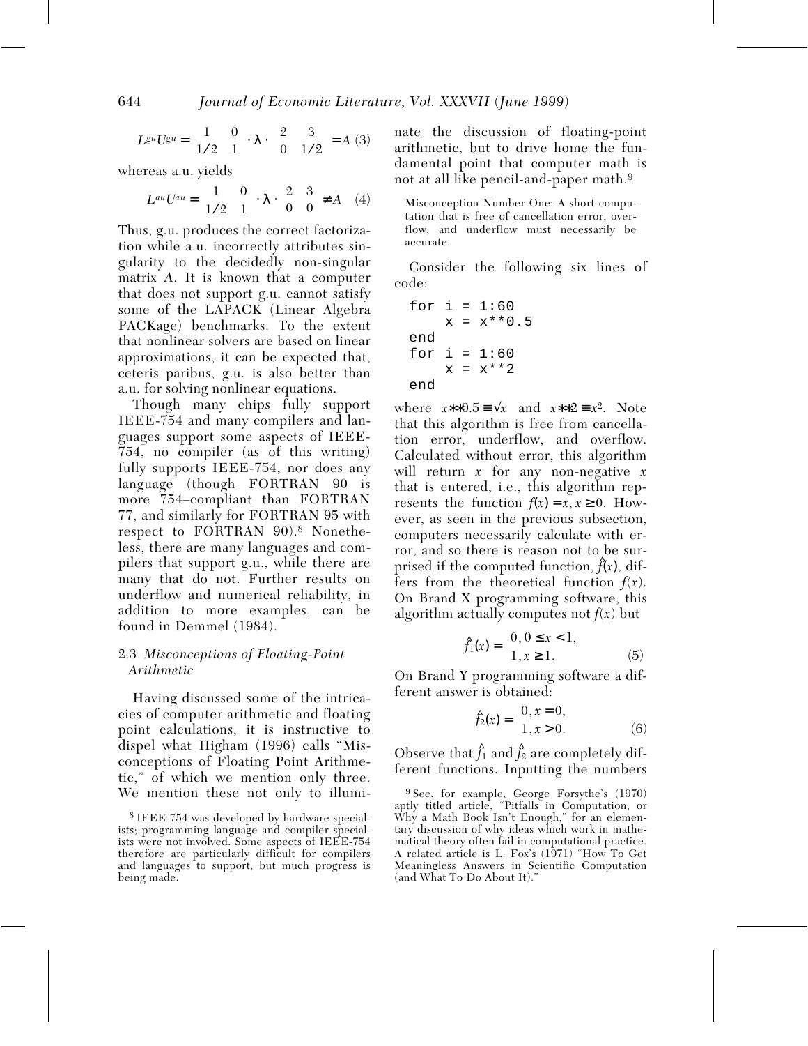$$L^{gu}U^{gu} = \begin{pmatrix} 1 & 0 \\ 1/2 & 1 \end{pmatrix} \cdot \lambda \cdot \begin{pmatrix} 2 & 3 \\ 0 & 1/2 \end{pmatrix} = A \quad (3)$$

whereas a.u. yields

$$L^{au}U^{au} = \begin{pmatrix} 1 & 0 \\ 1/2 & 1 \end{pmatrix} \cdot \lambda \cdot \begin{pmatrix} 2 & 3 \\ 0 & 0 \end{pmatrix} \neq A \quad (4)$$

Thus, g.u. produces the correct factorization while a.u. incorrectly attributes singularity to the decidedly non-singular matrix $A$. It is known that a computer that does not support g.u. cannot satisfy some of the LAPACK (Linear Algebra PACKage) benchmarks. To the extent that nonlinear solvers are based on linear approximations, it can be expected that, ceteris paribus, g.u. is also better than a.u. for solving nonlinear equations.

Though many chips fully support IEEE-754 and many compilers and languages support some aspects of IEEE-754, no compiler (as of this writing) fully supports IEEE-754, nor does any language (though FORTRAN 90 is more 754–compliant than FORTRAN 77, and similarly for FORTRAN 95 with respect to FORTRAN 90).[8] Nonetheless, there are many languages and compilers that support g.u., while there are many that do not. Further results on underflow and numerical reliability, in addition to more examples, can be found in Demmel (1984).

### 2.3 *Misconceptions of Floating-Point Arithmetic*

Having discussed some of the intricacies of computer arithmetic and floating point calculations, it is instructive to dispel what Higham (1996) calls "Misconceptions of Floating Point Arithmetic," of which we mention only three. We mention these not only to illuminate the discussion of floating-point arithmetic, but to drive home the fundamental point that computer math is not at all like pencil-and-paper math.[9]

> Misconception Number One: A short computation that is free of cancellation error, overflow, and underflow must necessarily be accurate.

Consider the following six lines of code:

```
for i = 1:60
    x = x**0.5
end
for i = 1:60
    x = x**2
end
```

where $x{**}0.5 \equiv \sqrt{x}$ and $x{**}2 \equiv x^2$. Note that this algorithm is free from cancellation error, underflow, and overflow. Calculated without error, this algorithm will return $x$ for any non-negative $x$ that is entered, i.e., this algorithm represents the function $f(x) = x, x \geq 0$. However, as seen in the previous subsection, computers necessarily calculate with error, and so there is reason not to be surprised if the computed function, $\hat{f}(x)$, differs from the theoretical function $f(x)$. On Brand X programming software, this algorithm actually computes not $f(x)$ but

$$\hat{f}_1(x) = \begin{cases} 0, 0 \leq x < 1, \\ 1, x \geq 1. \end{cases} \quad (5)$$

On Brand Y programming software a different answer is obtained:

$$\hat{f}_2(x) = \begin{cases} 0, x = 0, \\ 1, x > 0. \end{cases} \quad (6)$$

Observe that $\hat{f}_1$ and $\hat{f}_2$ are completely different functions. Inputting the numbers

---

[8] IEEE-754 was developed by hardware specialists; programming language and compiler specialists were not involved. Some aspects of IEEE-754 therefore are particularly difficult for compilers and languages to support, but much progress is being made.

[9] See, for example, George Forsythe's (1970) aptly titled article, "Pitfalls in Computation, or Why a Math Book Isn't Enough," for an elementary discussion of why ideas which work in mathematical theory often fail in computational practice. A related article is L. Fox's (1971) "How To Get Meaningless Answers in Scientific Computation (and What To Do About It)."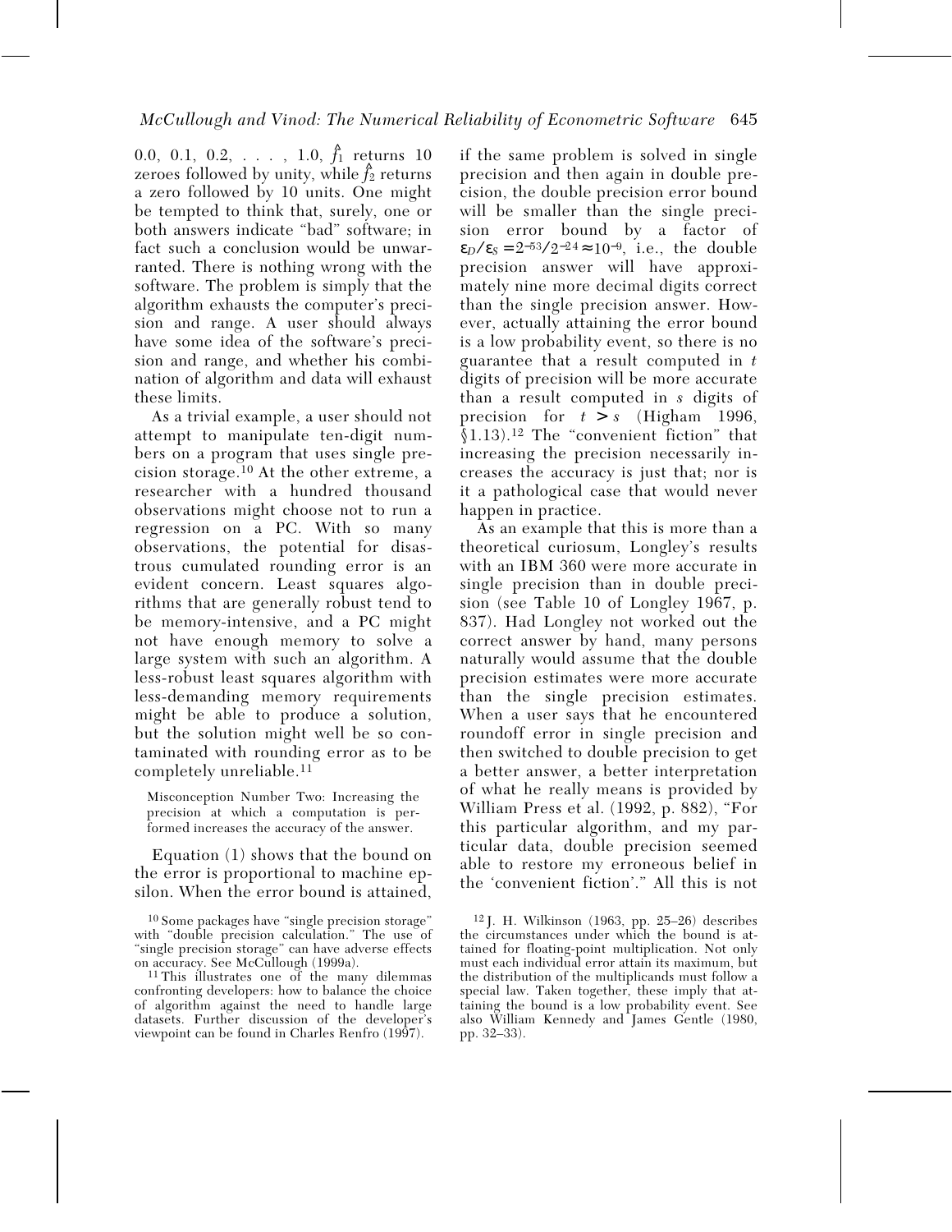0.0, 0.1, 0.2, . . . , 1.0, $\hat{f}_1$ returns 10 zeroes followed by unity, while $\hat{f}_2$ returns a zero followed by 10 units. One might be tempted to think that, surely, one or both answers indicate "bad" software; in fact such a conclusion would be unwarranted. There is nothing wrong with the software. The problem is simply that the algorithm exhausts the computer's precision and range. A user should always have some idea of the software's precision and range, and whether his combination of algorithm and data will exhaust these limits.

As a trivial example, a user should not attempt to manipulate ten-digit numbers on a program that uses single precision storage.[10] At the other extreme, a researcher with a hundred thousand observations might choose not to run a regression on a PC. With so many observations, the potential for disastrous cumulated rounding error is an evident concern. Least squares algorithms that are generally robust tend to be memory-intensive, and a PC might not have enough memory to solve a large system with such an algorithm. A less-robust least squares algorithm with less-demanding memory requirements might be able to produce a solution, but the solution might well be so contaminated with rounding error as to be completely unreliable.[11]

> Misconception Number Two: Increasing the precision at which a computation is performed increases the accuracy of the answer.

Equation (1) shows that the bound on the error is proportional to machine epsilon. When the error bound is attained, if the same problem is solved in single precision and then again in double precision, the double precision error bound will be smaller than the single precision error bound by a factor of $\varepsilon_D/\varepsilon_S = 2^{-53}/2^{-24} \approx 10^{-9}$, i.e., the double precision answer will have approximately nine more decimal digits correct than the single precision answer. However, actually attaining the error bound is a low probability event, so there is no guarantee that a result computed in $t$ digits of precision will be more accurate than a result computed in $s$ digits of precision for $t > s$ (Higham 1996, §1.13).[12] The "convenient fiction" that increasing the precision necessarily increases the accuracy is just that; nor is it a pathological case that would never happen in practice.

As an example that this is more than a theoretical curiosum, Longley's results with an IBM 360 were more accurate in single precision than in double precision (see Table 10 of Longley 1967, p. 837). Had Longley not worked out the correct answer by hand, many persons naturally would assume that the double precision estimates were more accurate than the single precision estimates. When a user says that he encountered roundoff error in single precision and then switched to double precision to get a better answer, a better interpretation of what he really means is provided by William Press et al. (1992, p. 882), "For this particular algorithm, and my particular data, double precision seemed able to restore my erroneous belief in the 'convenient fiction'." All this is not

[10] Some packages have "single precision storage" with "double precision calculation." The use of "single precision storage" can have adverse effects on accuracy. See McCullough (1999a).

[11] This illustrates one of the many dilemmas confronting developers: how to balance the choice of algorithm against the need to handle large datasets. Further discussion of the developer's viewpoint can be found in Charles Renfro (1997).

[12] J. H. Wilkinson (1963, pp. 25–26) describes the circumstances under which the bound is attained for floating-point multiplication. Not only must each individual error attain its maximum, but the distribution of the multiplicands must follow a special law. Taken together, these imply that attaining the bound is a low probability event. See also William Kennedy and James Gentle (1980, pp. 32–33).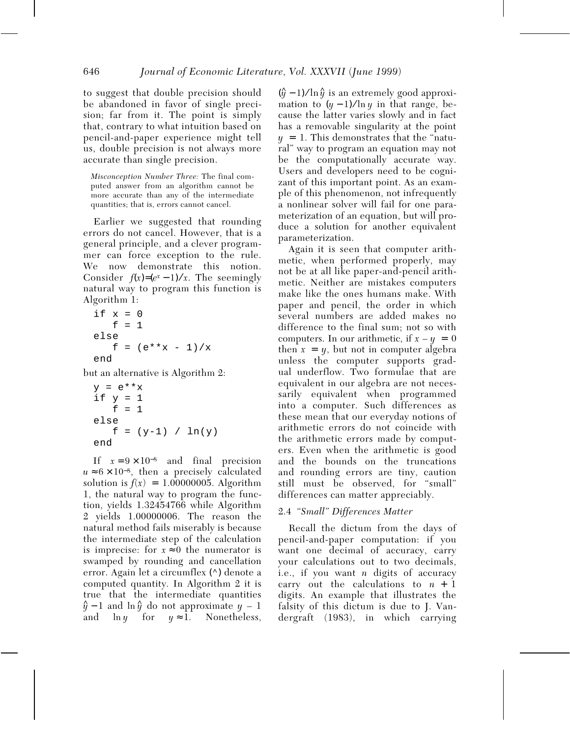to suggest that double precision should be abandoned in favor of single precision; far from it. The point is simply that, contrary to what intuition based on pencil-and-paper experience might tell us, double precision is not always more accurate than single precision.

> *Misconception Number Three:* The final computed answer from an algorithm cannot be more accurate than any of the intermediate quantities; that is, errors cannot cancel.

Earlier we suggested that rounding errors do not cancel. However, that is a general principle, and a clever programmer can force exception to the rule. We now demonstrate this notion. Consider $f(x)=(e^x-1)/x$. The seemingly natural way to program this function is Algorithm 1:

```
if x = 0
   f = 1
else
   f = (e**x - 1)/x
end
```

but an alternative is Algorithm 2:

```
y = e**x
if y = 1
   f = 1
else
   f = (y-1) / ln(y)
end
```

If $x = 9 \times 10^{-8}$ and final precision $u \approx 6 \times 10^{-8}$, then a precisely calculated solution is $f(x) = 1.00000005$. Algorithm 1, the natural way to program the function, yields 1.32454766 while Algorithm 2 yields 1.00000006. The reason the natural method fails miserably is because the intermediate step of the calculation is imprecise: for $x \approx 0$ the numerator is swamped by rounding and cancellation error. Again let a circumflex (^) denote a computed quantity. In Algorithm 2 it is true that the intermediate quantities $\hat{y}-1$ and $\ln \hat{y}$ do not approximate $y-1$ and $\ln y$ for $y \approx 1$. Nonetheless, $(\hat{y}-1)/\ln \hat{y}$ is an extremely good approximation to $(y-1)/\ln y$ in that range, because the latter varies slowly and in fact has a removable singularity at the point $y = 1$. This demonstrates that the "natural" way to program an equation may not be the computationally accurate way. Users and developers need to be cognizant of this important point. As an example of this phenomenon, not infrequently a nonlinear solver will fail for one parameterization of an equation, but will produce a solution for another equivalent parameterization.

Again it is seen that computer arithmetic, when performed properly, may not be at all like paper-and-pencil arithmetic. Neither are mistakes computers make like the ones humans make. With paper and pencil, the order in which several numbers are added makes no difference to the final sum; not so with computers. In our arithmetic, if $x - y = 0$ then $x = y$, but not in computer algebra unless the computer supports gradual underflow. Two formulae that are equivalent in our algebra are not necessarily equivalent when programmed into a computer. Such differences as these mean that our everyday notions of arithmetic errors do not coincide with the arithmetic errors made by computers. Even when the arithmetic is good and the bounds on the truncations and rounding errors are tiny, caution still must be observed, for "small" differences can matter appreciably.

### 2.4 *"Small" Differences Matter*

Recall the dictum from the days of pencil-and-paper computation: if you want one decimal of accuracy, carry your calculations out to two decimals, i.e., if you want $n$ digits of accuracy carry out the calculations to $n + 1$ digits. An example that illustrates the falsity of this dictum is due to J. Vandergraft (1983), in which carrying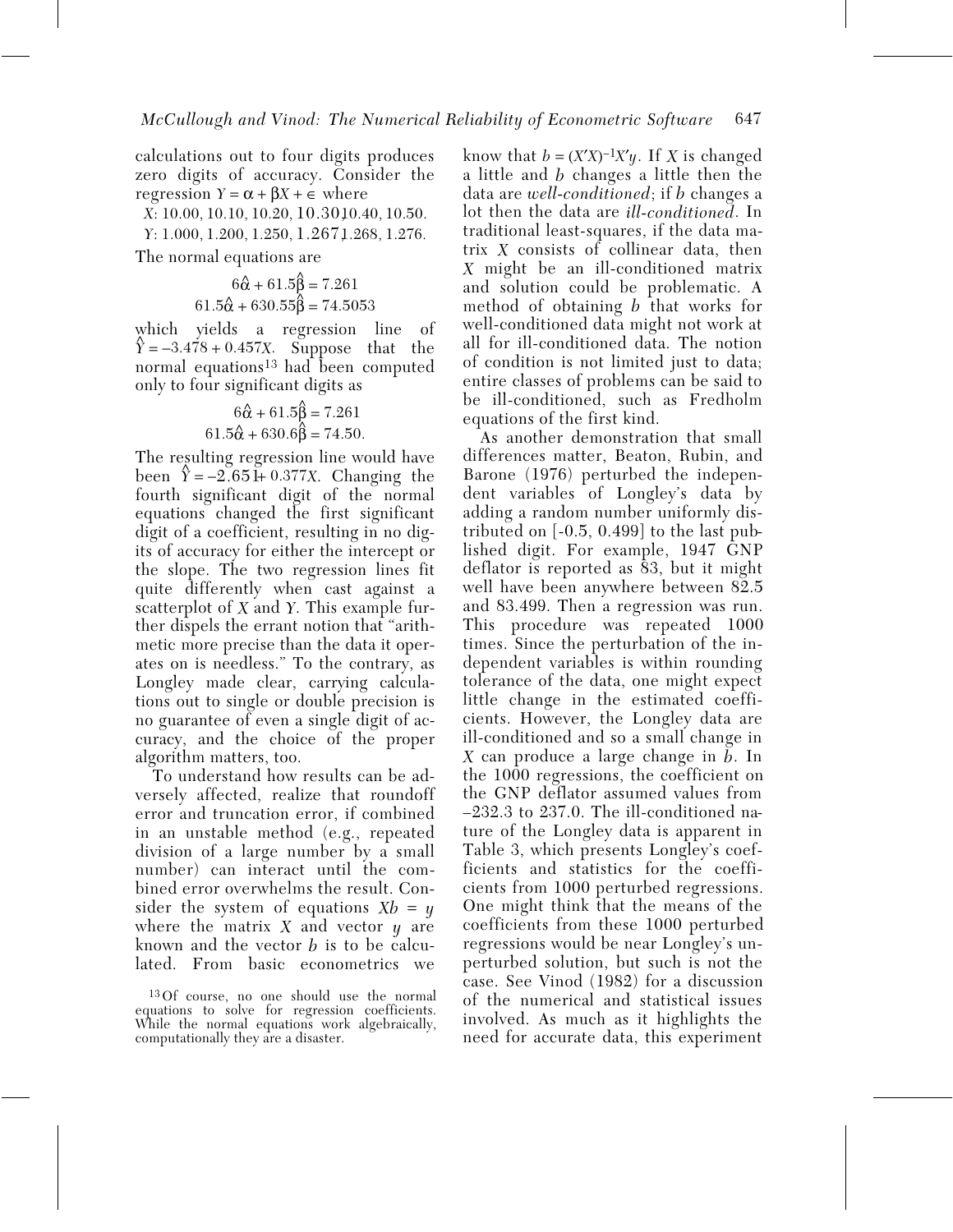calculations out to four digits produces zero digits of accuracy. Consider the regression $Y = \alpha + \beta X + \epsilon$ where

$X$: 10.00, 10.10, 10.20, 10.30, 10.40, 10.50.

$Y$: 1.000, 1.200, 1.250, 1.267, 1.268, 1.276.

The normal equations are

$$6\hat{\alpha} + 61.5\hat{\beta} = 7.261$$
$$61.5\hat{\alpha} + 630.55\hat{\beta} = 74.5053$$

which yields a regression line of $\hat{Y} = -3.478 + 0.457X$. Suppose that the normal equations[13] had been computed only to four significant digits as

$$6\hat{\alpha} + 61.5\hat{\beta} = 7.261$$
$$61.5\hat{\alpha} + 630.6\hat{\beta} = 74.50.$$

The resulting regression line would have been $\hat{Y} = -2.651 + 0.377X$. Changing the fourth significant digit of the normal equations changed the first significant digit of a coefficient, resulting in no digits of accuracy for either the intercept or the slope. The two regression lines fit quite differently when cast against a scatterplot of $X$ and $Y$. This example further dispels the errant notion that "arithmetic more precise than the data it operates on is needless." To the contrary, as Longley made clear, carrying calculations out to single or double precision is no guarantee of even a single digit of accuracy, and the choice of the proper algorithm matters, too.

To understand how results can be adversely affected, realize that roundoff error and truncation error, if combined in an unstable method (e.g., repeated division of a large number by a small number) can interact until the combined error overwhelms the result. Consider the system of equations $Xb = y$ where the matrix $X$ and vector $y$ are known and the vector $b$ is to be calculated. From basic econometrics we know that $b = (X'X)^{-1}X'y$. If $X$ is changed a little and $b$ changes a little then the data are *well-conditioned*; if $b$ changes a lot then the data are *ill-conditioned*. In traditional least-squares, if the data matrix $X$ consists of collinear data, then $X$ might be an ill-conditioned matrix and solution could be problematic. A method of obtaining $b$ that works for well-conditioned data might not work at all for ill-conditioned data. The notion of condition is not limited just to data; entire classes of problems can be said to be ill-conditioned, such as Fredholm equations of the first kind.

As another demonstration that small differences matter, Beaton, Rubin, and Barone (1976) perturbed the independent variables of Longley's data by adding a random number uniformly distributed on [-0.5, 0.499] to the last published digit. For example, 1947 GNP deflator is reported as 83, but it might well have been anywhere between 82.5 and 83.499. Then a regression was run. This procedure was repeated 1000 times. Since the perturbation of the independent variables is within rounding tolerance of the data, one might expect little change in the estimated coefficients. However, the Longley data are ill-conditioned and so a small change in $X$ can produce a large change in $b$. In the 1000 regressions, the coefficient on the GNP deflator assumed values from –232.3 to 237.0. The ill-conditioned nature of the Longley data is apparent in Table 3, which presents Longley's coefficients and statistics for the coefficients from 1000 perturbed regressions. One might think that the means of the coefficients from these 1000 perturbed regressions would be near Longley's unperturbed solution, but such is not the case. See Vinod (1982) for a discussion of the numerical and statistical issues involved. As much as it highlights the need for accurate data, this experiment

[13] Of course, no one should use the normal equations to solve for regression coefficients. While the normal equations work algebraically, computationally they are a disaster.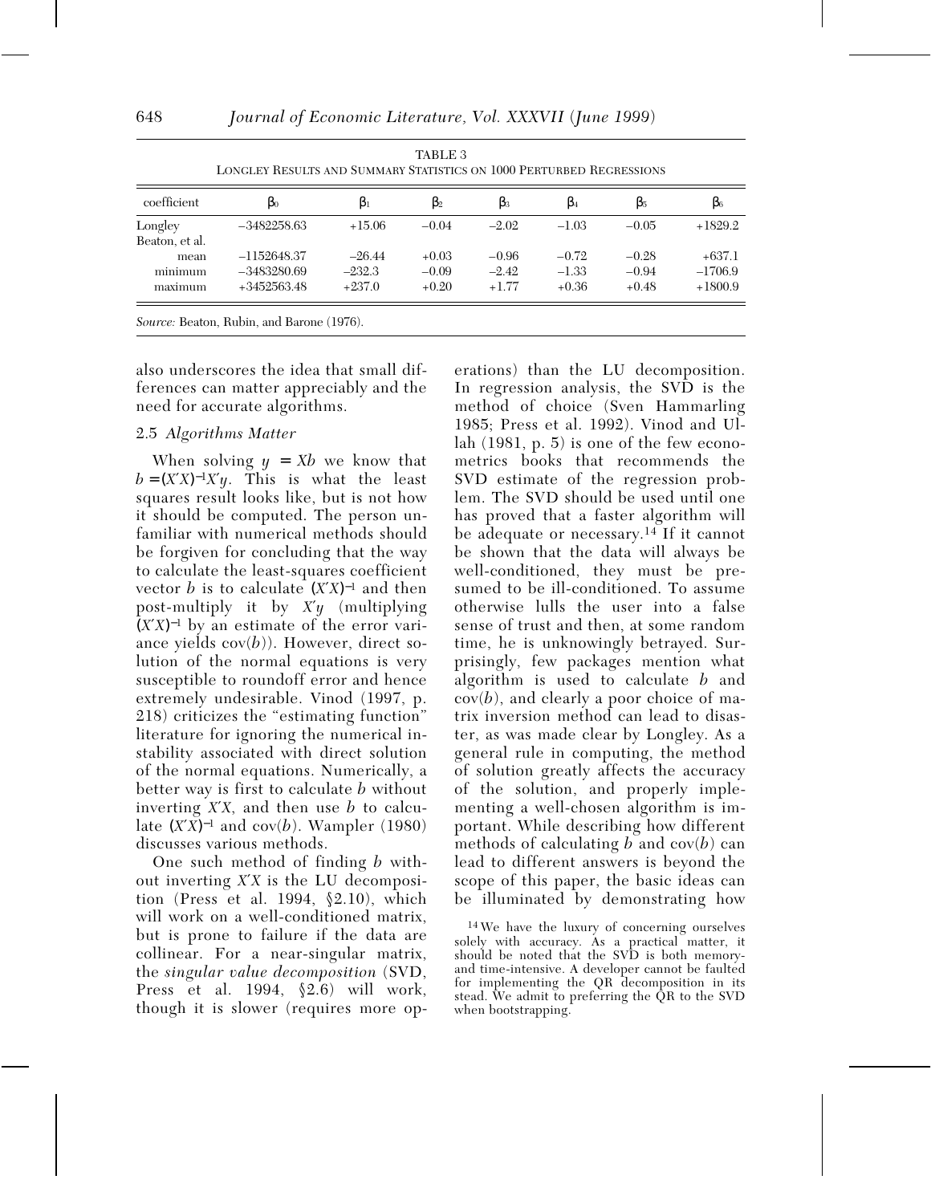TABLE 3
LONGLEY RESULTS AND SUMMARY STATISTICS ON 1000 PERTURBED REGRESSIONS

| coefficient | $\beta_0$ | $\beta_1$ | $\beta_2$ | $\beta_3$ | $\beta_4$ | $\beta_5$ | $\beta_6$ |
|---|---|---|---|---|---|---|---|
| Longley | −3482258.63 | +15.06 | −0.04 | −2.02 | −1.03 | −0.05 | +1829.2 |
| Beaton, et al. | | | | | | | |
| mean | −1152648.37 | −26.44 | +0.03 | −0.96 | −0.72 | −0.28 | +637.1 |
| minimum | −3483280.69 | −232.3 | −0.09 | −2.42 | −1.33 | −0.94 | −1706.9 |
| maximum | +3452563.48 | +237.0 | +0.20 | +1.77 | +0.36 | +0.48 | +1800.9 |

*Source:* Beaton, Rubin, and Barone (1976).

also underscores the idea that small differences can matter appreciably and the need for accurate algorithms.

### 2.5 *Algorithms Matter*

When solving $y = Xb$ we know that $b = (X'X)^{-1}X'y$. This is what the least squares result looks like, but is not how it should be computed. The person unfamiliar with numerical methods should be forgiven for concluding that the way to calculate the least-squares coefficient vector $b$ is to calculate $(X'X)^{-1}$ and then post-multiply it by $X'y$ (multiplying $(X'X)^{-1}$ by an estimate of the error variance yields cov($b$)). However, direct solution of the normal equations is very susceptible to roundoff error and hence extremely undesirable. Vinod (1997, p. 218) criticizes the "estimating function" literature for ignoring the numerical instability associated with direct solution of the normal equations. Numerically, a better way is first to calculate $b$ without inverting $X'X$, and then use $b$ to calculate $(X'X)^{-1}$ and cov($b$). Wampler (1980) discusses various methods.

One such method of finding $b$ without inverting $X'X$ is the LU decomposition (Press et al. 1994, §2.10), which will work on a well-conditioned matrix, but is prone to failure if the data are collinear. For a near-singular matrix, the *singular value decomposition* (SVD, Press et al. 1994, §2.6) will work, though it is slower (requires more operations) than the LU decomposition. In regression analysis, the SVD is the method of choice (Sven Hammarling 1985; Press et al. 1992). Vinod and Ullah (1981, p. 5) is one of the few econometrics books that recommends the SVD estimate of the regression problem. The SVD should be used until one has proved that a faster algorithm will be adequate or necessary.[14] If it cannot be shown that the data will always be well-conditioned, they must be presumed to be ill-conditioned. To assume otherwise lulls the user into a false sense of trust and then, at some random time, he is unknowingly betrayed. Surprisingly, few packages mention what algorithm is used to calculate $b$ and cov($b$), and clearly a poor choice of matrix inversion method can lead to disaster, as was made clear by Longley. As a general rule in computing, the method of solution greatly affects the accuracy of the solution, and properly implementing a well-chosen algorithm is important. While describing how different methods of calculating $b$ and cov($b$) can lead to different answers is beyond the scope of this paper, the basic ideas can be illuminated by demonstrating how

[14] We have the luxury of concerning ourselves solely with accuracy. As a practical matter, it should be noted that the SVD is both memory- and time-intensive. A developer cannot be faulted for implementing the QR decomposition in its stead. We admit to preferring the QR to the SVD when bootstrapping.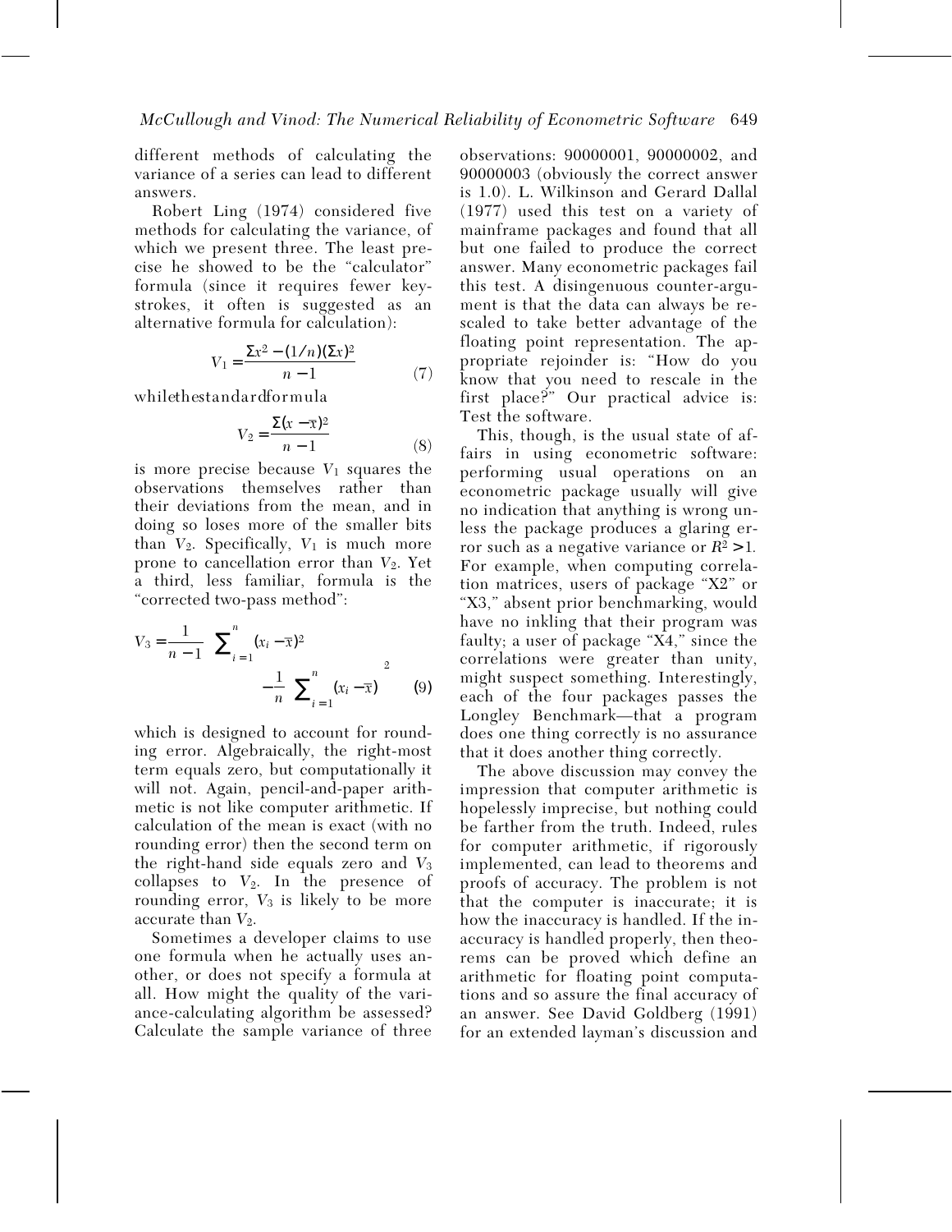different methods of calculating the variance of a series can lead to different answers.

Robert Ling (1974) considered five methods for calculating the variance, of which we present three. The least precise he showed to be the "calculator" formula (since it requires fewer keystrokes, it often is suggested as an alternative formula for calculation):

$$V_1 = \frac{\Sigma x^2 - (1/n)(\Sigma x)^2}{n-1} \tag{7}$$

while the standard formula

$$V_2 = \frac{\Sigma (x - \bar{x})^2}{n-1} \tag{8}$$

is more precise because $V_1$ squares the observations themselves rather than their deviations from the mean, and in doing so loses more of the smaller bits than $V_2$. Specifically, $V_1$ is much more prone to cancellation error than $V_2$. Yet a third, less familiar, formula is the "corrected two-pass method":

$$V_3 = \frac{1}{n-1}\left[\sum_{i=1}^{n}(x_i - \bar{x})^2 - \frac{1}{n}\left(\sum_{i=1}^{n}(x_i - \bar{x})\right)^2\right] \tag{9}$$

which is designed to account for rounding error. Algebraically, the right-most term equals zero, but computationally it will not. Again, pencil-and-paper arithmetic is not like computer arithmetic. If calculation of the mean is exact (with no rounding error) then the second term on the right-hand side equals zero and $V_3$ collapses to $V_2$. In the presence of rounding error, $V_3$ is likely to be more accurate than $V_2$.

Sometimes a developer claims to use one formula when he actually uses another, or does not specify a formula at all. How might the quality of the variance-calculating algorithm be assessed? Calculate the sample variance of three observations: 90000001, 90000002, and 90000003 (obviously the correct answer is 1.0). L. Wilkinson and Gerard Dallal (1977) used this test on a variety of mainframe packages and found that all but one failed to produce the correct answer. Many econometric packages fail this test. A disingenuous counter-argument is that the data can always be rescaled to take better advantage of the floating point representation. The appropriate rejoinder is: "How do you know that you need to rescale in the first place?" Our practical advice is: Test the software.

This, though, is the usual state of affairs in using econometric software: performing usual operations on an econometric package usually will give no indication that anything is wrong unless the package produces a glaring error such as a negative variance or $R^2 > 1$. For example, when computing correlation matrices, users of package "X2" or "X3," absent prior benchmarking, would have no inkling that their program was faulty; a user of package "X4," since the correlations were greater than unity, might suspect something. Interestingly, each of the four packages passes the Longley Benchmark—that a program does one thing correctly is no assurance that it does another thing correctly.

The above discussion may convey the impression that computer arithmetic is hopelessly imprecise, but nothing could be farther from the truth. Indeed, rules for computer arithmetic, if rigorously implemented, can lead to theorems and proofs of accuracy. The problem is not that the computer is inaccurate; it is how the inaccuracy is handled. If the inaccuracy is handled properly, then theorems can be proved which define an arithmetic for floating point computations and so assure the final accuracy of an answer. See David Goldberg (1991) for an extended layman's discussion and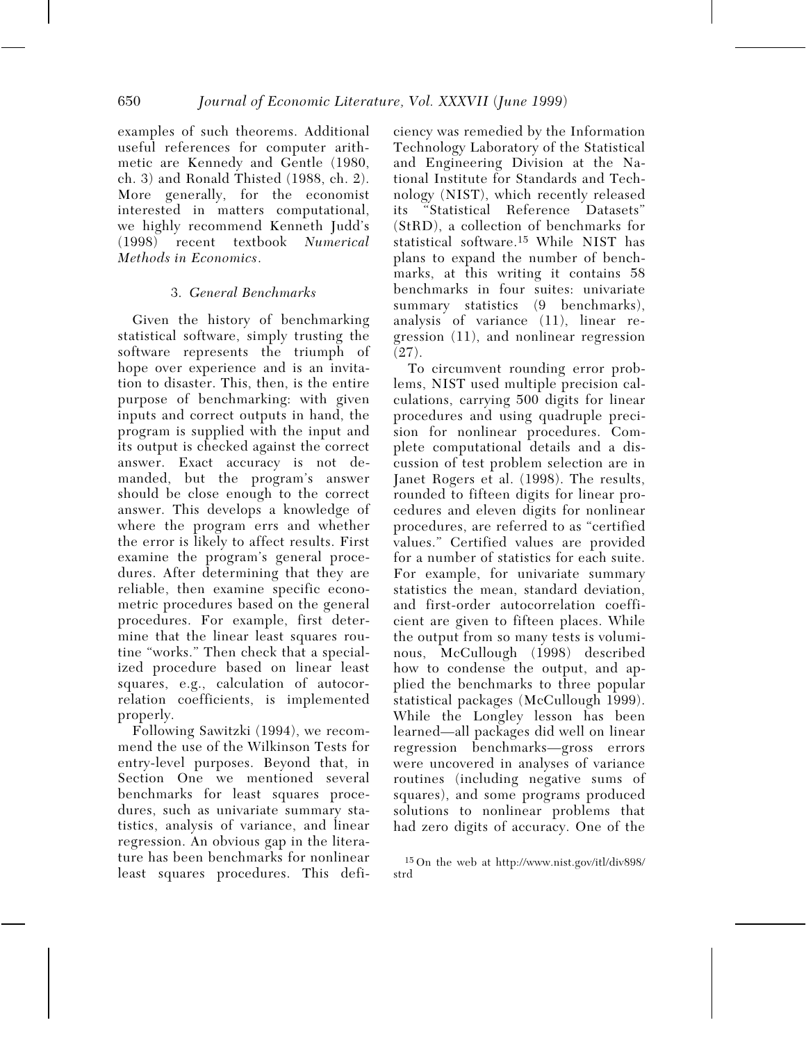examples of such theorems. Additional useful references for computer arithmetic are Kennedy and Gentle (1980, ch. 3) and Ronald Thisted (1988, ch. 2). More generally, for the economist interested in matters computational, we highly recommend Kenneth Judd's (1998) recent textbook *Numerical Methods in Economics*.

### 3. *General Benchmarks*

Given the history of benchmarking statistical software, simply trusting the software represents the triumph of hope over experience and is an invitation to disaster. This, then, is the entire purpose of benchmarking: with given inputs and correct outputs in hand, the program is supplied with the input and its output is checked against the correct answer. Exact accuracy is not demanded, but the program's answer should be close enough to the correct answer. This develops a knowledge of where the program errs and whether the error is likely to affect results. First examine the program's general procedures. After determining that they are reliable, then examine specific econometric procedures based on the general procedures. For example, first determine that the linear least squares routine "works." Then check that a specialized procedure based on linear least squares, e.g., calculation of autocorrelation coefficients, is implemented properly.

Following Sawitzki (1994), we recommend the use of the Wilkinson Tests for entry-level purposes. Beyond that, in Section One we mentioned several benchmarks for least squares procedures, such as univariate summary statistics, analysis of variance, and linear regression. An obvious gap in the literature has been benchmarks for nonlinear least squares procedures. This deficiency was remedied by the Information Technology Laboratory of the Statistical and Engineering Division at the National Institute for Standards and Technology (NIST), which recently released its "Statistical Reference Datasets" (StRD), a collection of benchmarks for statistical software.[15] While NIST has plans to expand the number of benchmarks, at this writing it contains 58 benchmarks in four suites: univariate summary statistics (9 benchmarks), analysis of variance (11), linear regression (11), and nonlinear regression (27).

To circumvent rounding error problems, NIST used multiple precision calculations, carrying 500 digits for linear procedures and using quadruple precision for nonlinear procedures. Complete computational details and a discussion of test problem selection are in Janet Rogers et al. (1998). The results, rounded to fifteen digits for linear procedures and eleven digits for nonlinear procedures, are referred to as "certified values." Certified values are provided for a number of statistics for each suite. For example, for univariate summary statistics the mean, standard deviation, and first-order autocorrelation coefficient are given to fifteen places. While the output from so many tests is voluminous, McCullough (1998) described how to condense the output, and applied the benchmarks to three popular statistical packages (McCullough 1999). While the Longley lesson has been learned—all packages did well on linear regression benchmarks—gross errors were uncovered in analyses of variance routines (including negative sums of squares), and some programs produced solutions to nonlinear problems that had zero digits of accuracy. One of the

[15] On the web at http://www.nist.gov/itl/div898/strd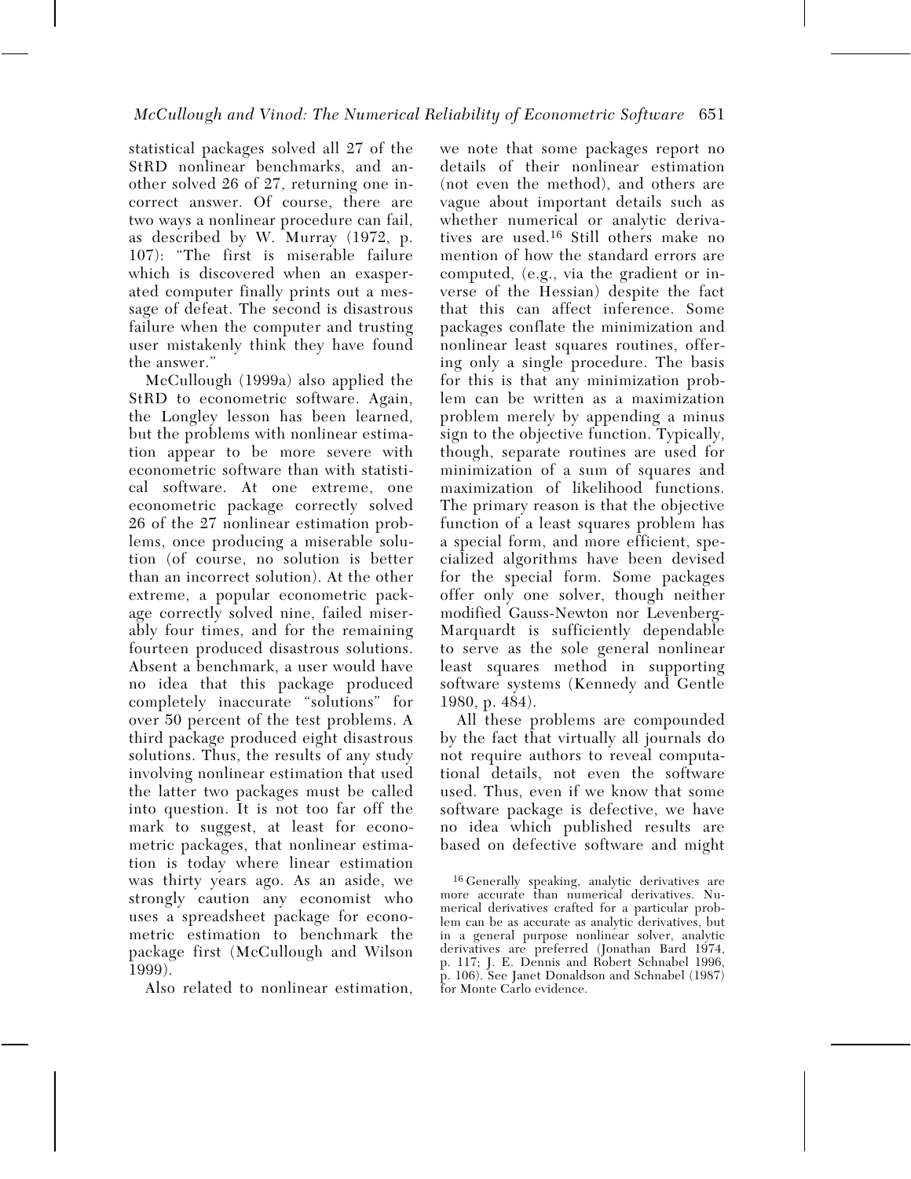statistical packages solved all 27 of the StRD nonlinear benchmarks, and another solved 26 of 27, returning one incorrect answer. Of course, there are two ways a nonlinear procedure can fail, as described by W. Murray (1972, p. 107): "The first is miserable failure which is discovered when an exasperated computer finally prints out a message of defeat. The second is disastrous failure when the computer and trusting user mistakenly think they have found the answer."

McCullough (1999a) also applied the StRD to econometric software. Again, the Longley lesson has been learned, but the problems with nonlinear estimation appear to be more severe with econometric software than with statistical software. At one extreme, one econometric package correctly solved 26 of the 27 nonlinear estimation problems, once producing a miserable solution (of course, no solution is better than an incorrect solution). At the other extreme, a popular econometric package correctly solved nine, failed miserably four times, and for the remaining fourteen produced disastrous solutions. Absent a benchmark, a user would have no idea that this package produced completely inaccurate "solutions" for over 50 percent of the test problems. A third package produced eight disastrous solutions. Thus, the results of any study involving nonlinear estimation that used the latter two packages must be called into question. It is not too far off the mark to suggest, at least for econometric packages, that nonlinear estimation is today where linear estimation was thirty years ago. As an aside, we strongly caution any economist who uses a spreadsheet package for econometric estimation to benchmark the package first (McCullough and Wilson 1999).

Also related to nonlinear estimation, we note that some packages report no details of their nonlinear estimation (not even the method), and others are vague about important details such as whether numerical or analytic derivatives are used.[16] Still others make no mention of how the standard errors are computed, (e.g., via the gradient or inverse of the Hessian) despite the fact that this can affect inference. Some packages conflate the minimization and nonlinear least squares routines, offering only a single procedure. The basis for this is that any minimization problem can be written as a maximization problem merely by appending a minus sign to the objective function. Typically, though, separate routines are used for minimization of a sum of squares and maximization of likelihood functions. The primary reason is that the objective function of a least squares problem has a special form, and more efficient, specialized algorithms have been devised for the special form. Some packages offer only one solver, though neither modified Gauss-Newton nor Levenberg-Marquardt is sufficiently dependable to serve as the sole general nonlinear least squares method in supporting software systems (Kennedy and Gentle 1980, p. 484).

All these problems are compounded by the fact that virtually all journals do not require authors to reveal computational details, not even the software used. Thus, even if we know that some software package is defective, we have no idea which published results are based on defective software and might

[16] Generally speaking, analytic derivatives are more accurate than numerical derivatives. Numerical derivatives crafted for a particular problem can be as accurate as analytic derivatives, but in a general purpose nonlinear solver, analytic derivatives are preferred (Jonathan Bard 1974, p. 117; J. E. Dennis and Robert Schnabel 1996, p. 106). See Janet Donaldson and Schnabel (1987) for Monte Carlo evidence.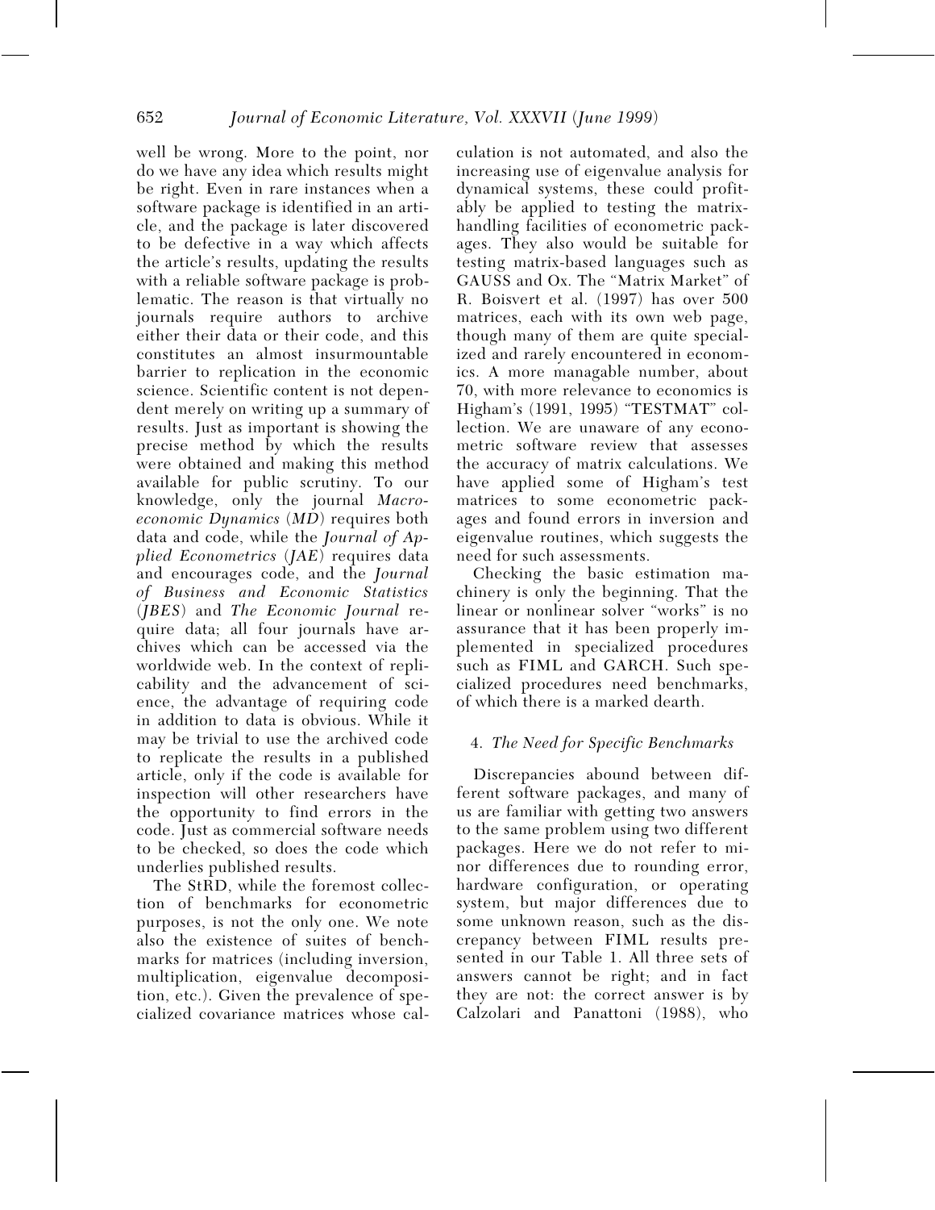well be wrong. More to the point, nor do we have any idea which results might be right. Even in rare instances when a software package is identified in an article, and the package is later discovered to be defective in a way which affects the article's results, updating the results with a reliable software package is problematic. The reason is that virtually no journals require authors to archive either their data or their code, and this constitutes an almost insurmountable barrier to replication in the economic science. Scientific content is not dependent merely on writing up a summary of results. Just as important is showing the precise method by which the results were obtained and making this method available for public scrutiny. To our knowledge, only the journal *Macroeconomic Dynamics* (*MD*) requires both data and code, while the *Journal of Applied Econometrics* (*JAE*) requires data and encourages code, and the *Journal of Business and Economic Statistics* (*JBES*) and *The Economic Journal* require data; all four journals have archives which can be accessed via the worldwide web. In the context of replicability and the advancement of science, the advantage of requiring code in addition to data is obvious. While it may be trivial to use the archived code to replicate the results in a published article, only if the code is available for inspection will other researchers have the opportunity to find errors in the code. Just as commercial software needs to be checked, so does the code which underlies published results.

The StRD, while the foremost collection of benchmarks for econometric purposes, is not the only one. We note also the existence of suites of benchmarks for matrices (including inversion, multiplication, eigenvalue decomposition, etc.). Given the prevalence of specialized covariance matrices whose calculation is not automated, and also the increasing use of eigenvalue analysis for dynamical systems, these could profitably be applied to testing the matrix-handling facilities of econometric packages. They also would be suitable for testing matrix-based languages such as GAUSS and Ox. The "Matrix Market" of R. Boisvert et al. (1997) has over 500 matrices, each with its own web page, though many of them are quite specialized and rarely encountered in economics. A more managable number, about 70, with more relevance to economics is Higham's (1991, 1995) "TESTMAT" collection. We are unaware of any econometric software review that assesses the accuracy of matrix calculations. We have applied some of Higham's test matrices to some econometric packages and found errors in inversion and eigenvalue routines, which suggests the need for such assessments.

Checking the basic estimation machinery is only the beginning. That the linear or nonlinear solver "works" is no assurance that it has been properly implemented in specialized procedures such as FIML and GARCH. Such specialized procedures need benchmarks, of which there is a marked dearth.

### 4. *The Need for Specific Benchmarks*

Discrepancies abound between different software packages, and many of us are familiar with getting two answers to the same problem using two different packages. Here we do not refer to minor differences due to rounding error, hardware configuration, or operating system, but major differences due to some unknown reason, such as the discrepancy between FIML results presented in our Table 1. All three sets of answers cannot be right; and in fact they are not: the correct answer is by Calzolari and Panattoni (1988), who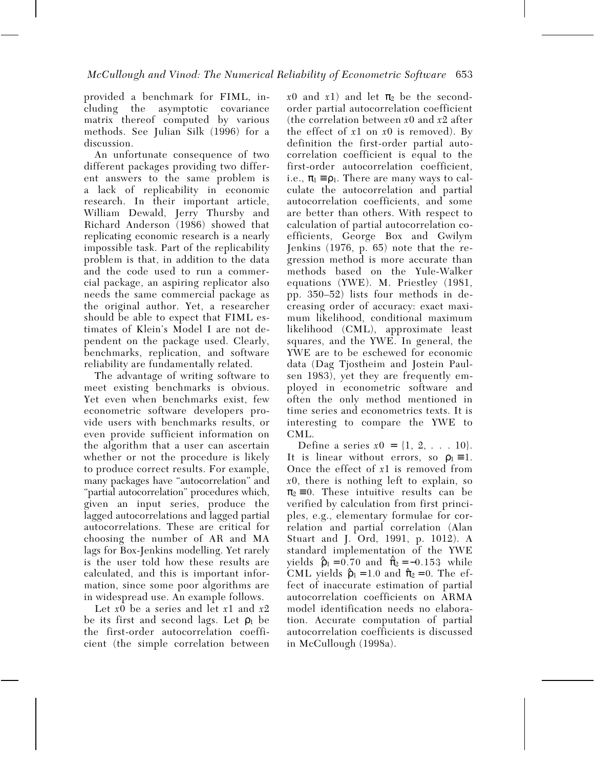provided a benchmark for FIML, including the asymptotic covariance matrix thereof computed by various methods. See Julian Silk (1996) for a discussion.

An unfortunate consequence of two different packages providing two different answers to the same problem is a lack of replicability in economic research. In their important article, William Dewald, Jerry Thursby and Richard Anderson (1986) showed that replicating economic research is a nearly impossible task. Part of the replicability problem is that, in addition to the data and the code used to run a commercial package, an aspiring replicator also needs the same commercial package as the original author. Yet, a researcher should be able to expect that FIML estimates of Klein's Model I are not dependent on the package used. Clearly, benchmarks, replication, and software reliability are fundamentally related.

The advantage of writing software to meet existing benchmarks is obvious. Yet even when benchmarks exist, few econometric software developers provide users with benchmarks results, or even provide sufficient information on the algorithm that a user can ascertain whether or not the procedure is likely to produce correct results. For example, many packages have "autocorrelation" and "partial autocorrelation" procedures which, given an input series, produce the lagged autocorrelations and lagged partial autocorrelations. These are critical for choosing the number of AR and MA lags for Box-Jenkins modelling. Yet rarely is the user told how these results are calculated, and this is important information, since some poor algorithms are in widespread use. An example follows.

Let $x0$ be a series and let $x1$ and $x2$ be its first and second lags. Let $\rho_1$ be the first-order autocorrelation coefficient (the simple correlation between $x0$ and $x1$) and let $\pi_2$ be the second-order partial autocorrelation coefficient (the correlation between $x0$ and $x2$ after the effect of $x1$ on $x0$ is removed). By definition the first-order partial autocorrelation coefficient is equal to the first-order autocorrelation coefficient, i.e., $\pi_1 \equiv \rho_1$. There are many ways to calculate the autocorrelation and partial autocorrelation coefficients, and some are better than others. With respect to calculation of partial autocorrelation coefficients, George Box and Gwilym Jenkins (1976, p. 65) note that the regression method is more accurate than methods based on the Yule-Walker equations (YWE). M. Priestley (1981, pp. 350–52) lists four methods in decreasing order of accuracy: exact maximum likelihood, conditional maximum likelihood (CML), approximate least squares, and the YWE. In general, the YWE are to be eschewed for economic data (Dag Tjostheim and Jostein Paulsen 1983), yet they are frequently employed in econometric software and often the only method mentioned in time series and econometrics texts. It is interesting to compare the YWE to CML.

Define a series $x0 = \{1, 2, . . . 10\}$. It is linear without errors, so $\rho_1 \equiv 1$. Once the effect of $x1$ is removed from $x0$, there is nothing left to explain, so $\pi_2 \equiv 0$. These intuitive results can be verified by calculation from first principles, e.g., elementary formulae for correlation and partial correlation (Alan Stuart and J. Ord, 1991, p. 1012). A standard implementation of the YWE yields $\hat{\rho}_1 = 0.70$ and $\hat{\pi}_2 = -0.153$ while CML yields $\hat{\rho}_1 = 1.0$ and $\hat{\pi}_2 = 0$. The effect of inaccurate estimation of partial autocorrelation coefficients on ARMA model identification needs no elaboration. Accurate computation of partial autocorrelation coefficients is discussed in McCullough (1998a).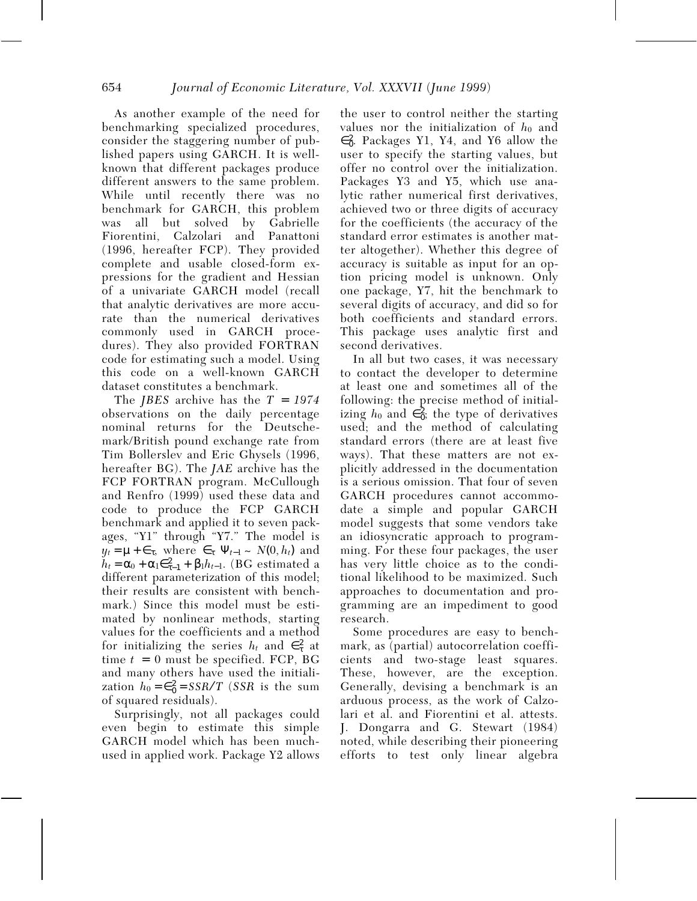As another example of the need for benchmarking specialized procedures, consider the staggering number of published papers using GARCH. It is well-known that different packages produce different answers to the same problem. While until recently there was no benchmark for GARCH, this problem was all but solved by Gabrielle Fiorentini, Calzolari and Panattoni (1996, hereafter FCP). They provided complete and usable closed-form expressions for the gradient and Hessian of a univariate GARCH model (recall that analytic derivatives are more accurate than the numerical derivatives commonly used in GARCH procedures). They also provided FORTRAN code for estimating such a model. Using this code on a well-known GARCH dataset constitutes a benchmark.

The *JBES* archive has the $T = 1974$ observations on the daily percentage nominal returns for the Deutschemark/British pound exchange rate from Tim Bollerslev and Eric Ghysels (1996, hereafter BG). The *JAE* archive has the FCP FORTRAN program. McCullough and Renfro (1999) used these data and code to produce the FCP GARCH benchmark and applied it to seven packages, "Y1" through "Y7." The model is $y_t = \mu + \epsilon_t$, where $\epsilon_t | \Psi_{t-1} \sim N(0, h_t)$ and $h_t = \alpha_0 + \alpha_1 \epsilon^2_{t-1} + \beta_1 h_{t-1}$. (BG estimated a different parameterization of this model; their results are consistent with benchmark.) Since this model must be estimated by nonlinear methods, starting values for the coefficients and a method for initializing the series $h_t$ and $\epsilon^2_t$ at time $t = 0$ must be specified. FCP, BG and many others have used the initialization $h_0 = \epsilon^2_0 = SSR/T$ ($SSR$ is the sum of squared residuals).

Surprisingly, not all packages could even begin to estimate this simple GARCH model which has been much-used in applied work. Package Y2 allows the user to control neither the starting values nor the initialization of $h_0$ and $\epsilon^2_0$. Packages Y1, Y4, and Y6 allow the user to specify the starting values, but offer no control over the initialization. Packages Y3 and Y5, which use analytic rather numerical first derivatives, achieved two or three digits of accuracy for the coefficients (the accuracy of the standard error estimates is another matter altogether). Whether this degree of accuracy is suitable as input for an option pricing model is unknown. Only one package, Y7, hit the benchmark to several digits of accuracy, and did so for both coefficients and standard errors. This package uses analytic first and second derivatives.

In all but two cases, it was necessary to contact the developer to determine at least one and sometimes all of the following: the precise method of initializing $h_0$ and $\epsilon^2_0$; the type of derivatives used; and the method of calculating standard errors (there are at least five ways). That these matters are not explicitly addressed in the documentation is a serious omission. That four of seven GARCH procedures cannot accommodate a simple and popular GARCH model suggests that some vendors take an idiosyncratic approach to programming. For these four packages, the user has very little choice as to the conditional likelihood to be maximized. Such approaches to documentation and programming are an impediment to good research.

Some procedures are easy to benchmark, as (partial) autocorrelation coefficients and two-stage least squares. These, however, are the exception. Generally, devising a benchmark is an arduous process, as the work of Calzolari et al. and Fiorentini et al. attests. J. Dongarra and G. Stewart (1984) noted, while describing their pioneering efforts to test only linear algebra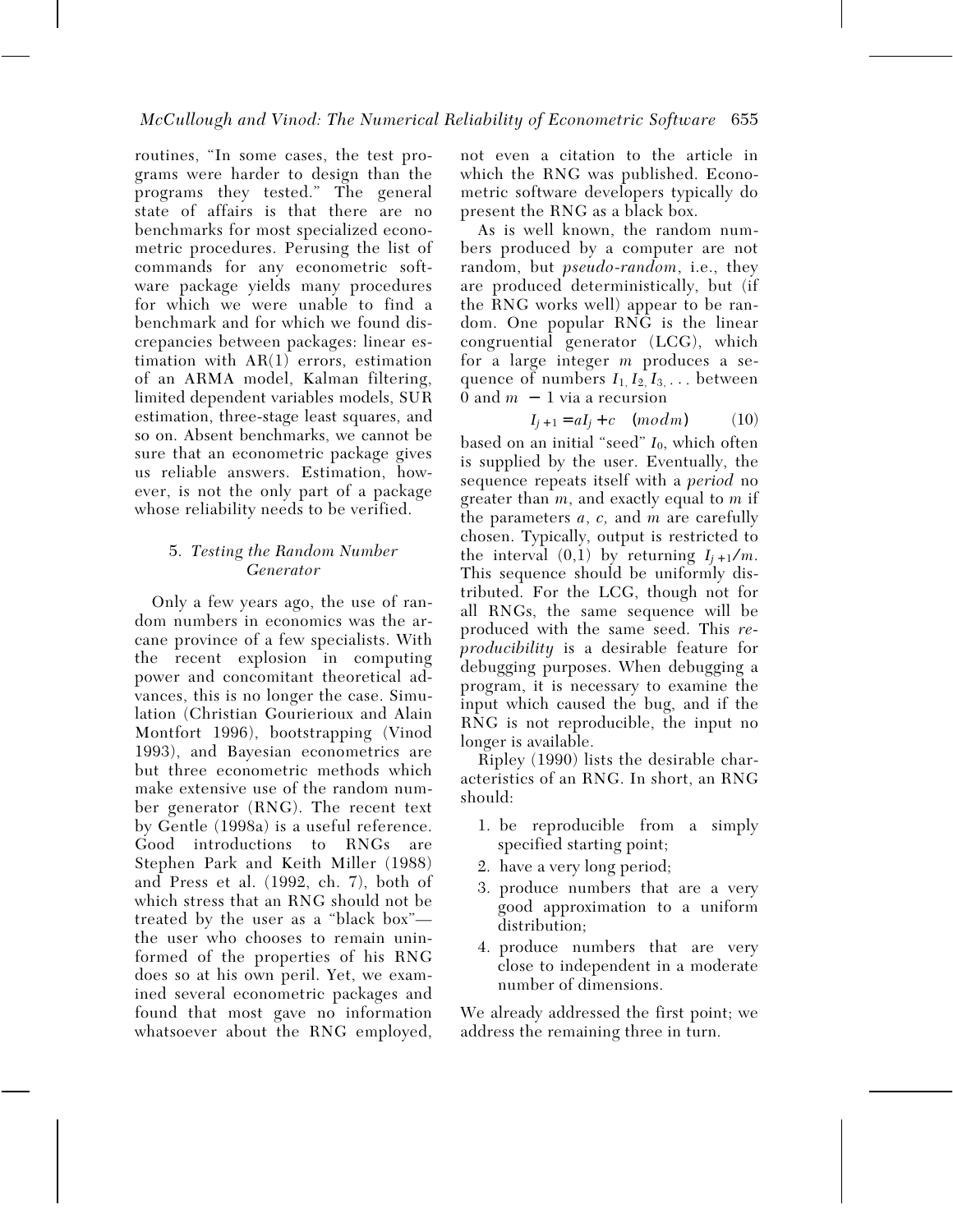routines, "In some cases, the test programs were harder to design than the programs they tested." The general state of affairs is that there are no benchmarks for most specialized econometric procedures. Perusing the list of commands for any econometric software package yields many procedures for which we were unable to find a benchmark and for which we found discrepancies between packages: linear estimation with AR(1) errors, estimation of an ARMA model, Kalman filtering, limited dependent variables models, SUR estimation, three-stage least squares, and so on. Absent benchmarks, we cannot be sure that an econometric package gives us reliable answers. Estimation, however, is not the only part of a package whose reliability needs to be verified.

### 5. *Testing the Random Number Generator*

Only a few years ago, the use of random numbers in economics was the arcane province of a few specialists. With the recent explosion in computing power and concomitant theoretical advances, this is no longer the case. Simulation (Christian Gourieroux and Alain Montfort 1996), bootstrapping (Vinod 1993), and Bayesian econometrics are but three econometric methods which make extensive use of the random number generator (RNG). The recent text by Gentle (1998a) is a useful reference. Good introductions to RNGs are Stephen Park and Keith Miller (1988) and Press et al. (1992, ch. 7), both of which stress that an RNG should not be treated by the user as a "black box"—the user who chooses to remain uninformed of the properties of his RNG does so at his own peril. Yet, we examined several econometric packages and found that most gave no information whatsoever about the RNG employed, not even a citation to the article in which the RNG was published. Econometric software developers typically do present the RNG as a black box.

As is well known, the random numbers produced by a computer are not random, but *pseudo-random*, i.e., they are produced deterministically, but (if the RNG works well) appear to be random. One popular RNG is the linear congruential generator (LCG), which for a large integer $m$ produces a sequence of numbers $I_1, I_2, I_3, \ldots$ between 0 and $m-1$ via a recursion

$$I_{j+1} = aI_j + c \pmod{m} \qquad (10)$$

based on an initial "seed" $I_0$, which often is supplied by the user. Eventually, the sequence repeats itself with a *period* no greater than $m$, and exactly equal to $m$ if the parameters $a$, $c$, and $m$ are carefully chosen. Typically, output is restricted to the interval (0,1) by returning $I_{j+1}/m$. This sequence should be uniformly distributed. For the LCG, though not for all RNGs, the same sequence will be produced with the same seed. This *reproducibility* is a desirable feature for debugging purposes. When debugging a program, it is necessary to examine the input which caused the bug, and if the RNG is not reproducible, the input no longer is available.

Ripley (1990) lists the desirable characteristics of an RNG. In short, an RNG should:

1. be reproducible from a simply specified starting point;
2. have a very long period;
3. produce numbers that are a very good approximation to a uniform distribution;
4. produce numbers that are very close to independent in a moderate number of dimensions.

We already addressed the first point; we address the remaining three in turn.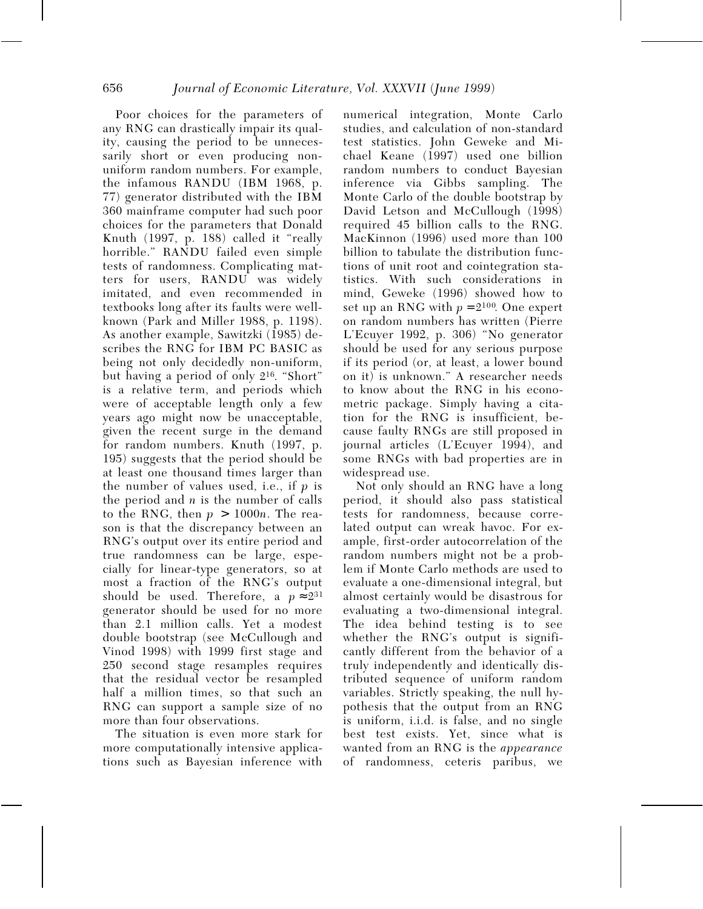Poor choices for the parameters of any RNG can drastically impair its quality, causing the period to be unnecessarily short or even producing non-uniform random numbers. For example, the infamous RANDU (IBM 1968, p. 77) generator distributed with the IBM 360 mainframe computer had such poor choices for the parameters that Donald Knuth (1997, p. 188) called it "really horrible." RANDU failed even simple tests of randomness. Complicating matters for users, RANDU was widely imitated, and even recommended in textbooks long after its faults were well-known (Park and Miller 1988, p. 1198). As another example, Sawitzki (1985) describes the RNG for IBM PC BASIC as being not only decidedly non-uniform, but having a period of only $2^{16}$. "Short" is a relative term, and periods which were of acceptable length only a few years ago might now be unacceptable, given the recent surge in the demand for random numbers. Knuth (1997, p. 195) suggests that the period should be at least one thousand times larger than the number of values used, i.e., if $p$ is the period and $n$ is the number of calls to the RNG, then $p > 1000n$. The reason is that the discrepancy between an RNG's output over its entire period and true randomness can be large, especially for linear-type generators, so at most a fraction of the RNG's output should be used. Therefore, a $p \approx 2^{31}$ generator should be used for no more than 2.1 million calls. Yet a modest double bootstrap (see McCullough and Vinod 1998) with 1999 first stage and 250 second stage resamples requires that the residual vector be resampled half a million times, so that such an RNG can support a sample size of no more than four observations.

The situation is even more stark for more computationally intensive applications such as Bayesian inference with numerical integration, Monte Carlo studies, and calculation of non-standard test statistics. John Geweke and Michael Keane (1997) used one billion random numbers to conduct Bayesian inference via Gibbs sampling. The Monte Carlo of the double bootstrap by David Letson and McCullough (1998) required 45 billion calls to the RNG. MacKinnon (1996) used more than 100 billion to tabulate the distribution functions of unit root and cointegration statistics. With such considerations in mind, Geweke (1996) showed how to set up an RNG with $p = 2^{100}$. One expert on random numbers has written (Pierre L'Ecuyer 1992, p. 306) "No generator should be used for any serious purpose if its period (or, at least, a lower bound on it) is unknown." A researcher needs to know about the RNG in his econometric package. Simply having a citation for the RNG is insufficient, because faulty RNGs are still proposed in journal articles (L'Ecuyer 1994), and some RNGs with bad properties are in widespread use.

Not only should an RNG have a long period, it should also pass statistical tests for randomness, because correlated output can wreak havoc. For example, first-order autocorrelation of the random numbers might not be a problem if Monte Carlo methods are used to evaluate a one-dimensional integral, but almost certainly would be disastrous for evaluating a two-dimensional integral. The idea behind testing is to see whether the RNG's output is significantly different from the behavior of a truly independently and identically distributed sequence of uniform random variables. Strictly speaking, the null hypothesis that the output from an RNG is uniform, i.i.d. is false, and no single best test exists. Yet, since what is wanted from an RNG is the *appearance* of randomness, ceteris paribus, we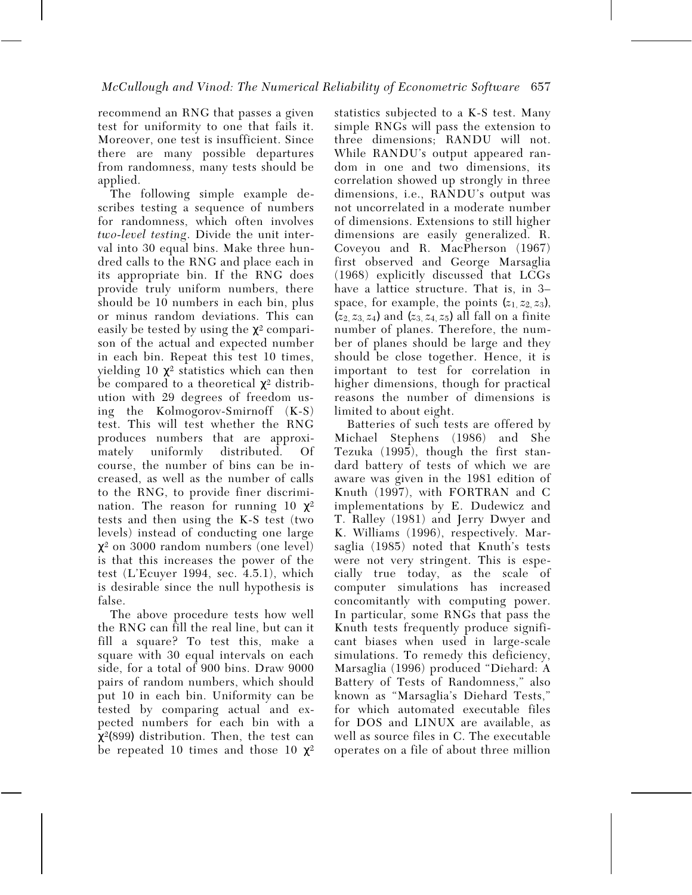recommend an RNG that passes a given test for uniformity to one that fails it. Moreover, one test is insufficient. Since there are many possible departures from randomness, many tests should be applied.

The following simple example describes testing a sequence of numbers for randomness, which often involves *two-level testing*. Divide the unit interval into 30 equal bins. Make three hundred calls to the RNG and place each in its appropriate bin. If the RNG does provide truly uniform numbers, there should be 10 numbers in each bin, plus or minus random deviations. This can easily be tested by using the $\chi^2$ comparison of the actual and expected number in each bin. Repeat this test 10 times, yielding 10 $\chi^2$ statistics which can then be compared to a theoretical $\chi^2$ distribution with 29 degrees of freedom using the Kolmogorov-Smirnoff (K-S) test. This will test whether the RNG produces numbers that are approximately uniformly distributed. Of course, the number of bins can be increased, as well as the number of calls to the RNG, to provide finer discrimination. The reason for running 10 $\chi^2$ tests and then using the K-S test (two levels) instead of conducting one large $\chi^2$ on 3000 random numbers (one level) is that this increases the power of the test (L'Ecuyer 1994, sec. 4.5.1), which is desirable since the null hypothesis is false.

The above procedure tests how well the RNG can fill the real line, but can it fill a square? To test this, make a square with 30 equal intervals on each side, for a total of 900 bins. Draw 9000 pairs of random numbers, which should put 10 in each bin. Uniformity can be tested by comparing actual and expected numbers for each bin with a $\chi^2(899)$ distribution. Then, the test can be repeated 10 times and those 10 $\chi^2$ statistics subjected to a K-S test. Many simple RNGs will pass the extension to three dimensions; RANDU will not. While RANDU's output appeared random in one and two dimensions, its correlation showed up strongly in three dimensions, i.e., RANDU's output was not uncorrelated in a moderate number of dimensions. Extensions to still higher dimensions are easily generalized. R. Coveyou and R. MacPherson (1967) first observed and George Marsaglia (1968) explicitly discussed that LCGs have a lattice structure. That is, in 3–space, for example, the points $(z_1, z_2, z_3)$, $(z_2, z_3, z_4)$ and $(z_3, z_4, z_5)$ all fall on a finite number of planes. Therefore, the number of planes should be large and they should be close together. Hence, it is important to test for correlation in higher dimensions, though for practical reasons the number of dimensions is limited to about eight.

Batteries of such tests are offered by Michael Stephens (1986) and She Tezuka (1995), though the first standard battery of tests of which we are aware was given in the 1981 edition of Knuth (1997), with FORTRAN and C implementations by E. Dudewicz and T. Ralley (1981) and Jerry Dwyer and K. Williams (1996), respectively. Marsaglia (1985) noted that Knuth's tests were not very stringent. This is especially true today, as the scale of computer simulations has increased concomitantly with computing power. In particular, some RNGs that pass the Knuth tests frequently produce significant biases when used in large-scale simulations. To remedy this deficiency, Marsaglia (1996) produced "Diehard: A Battery of Tests of Randomness," also known as "Marsaglia's Diehard Tests," for which automated executable files for DOS and LINUX are available, as well as source files in C. The executable operates on a file of about three million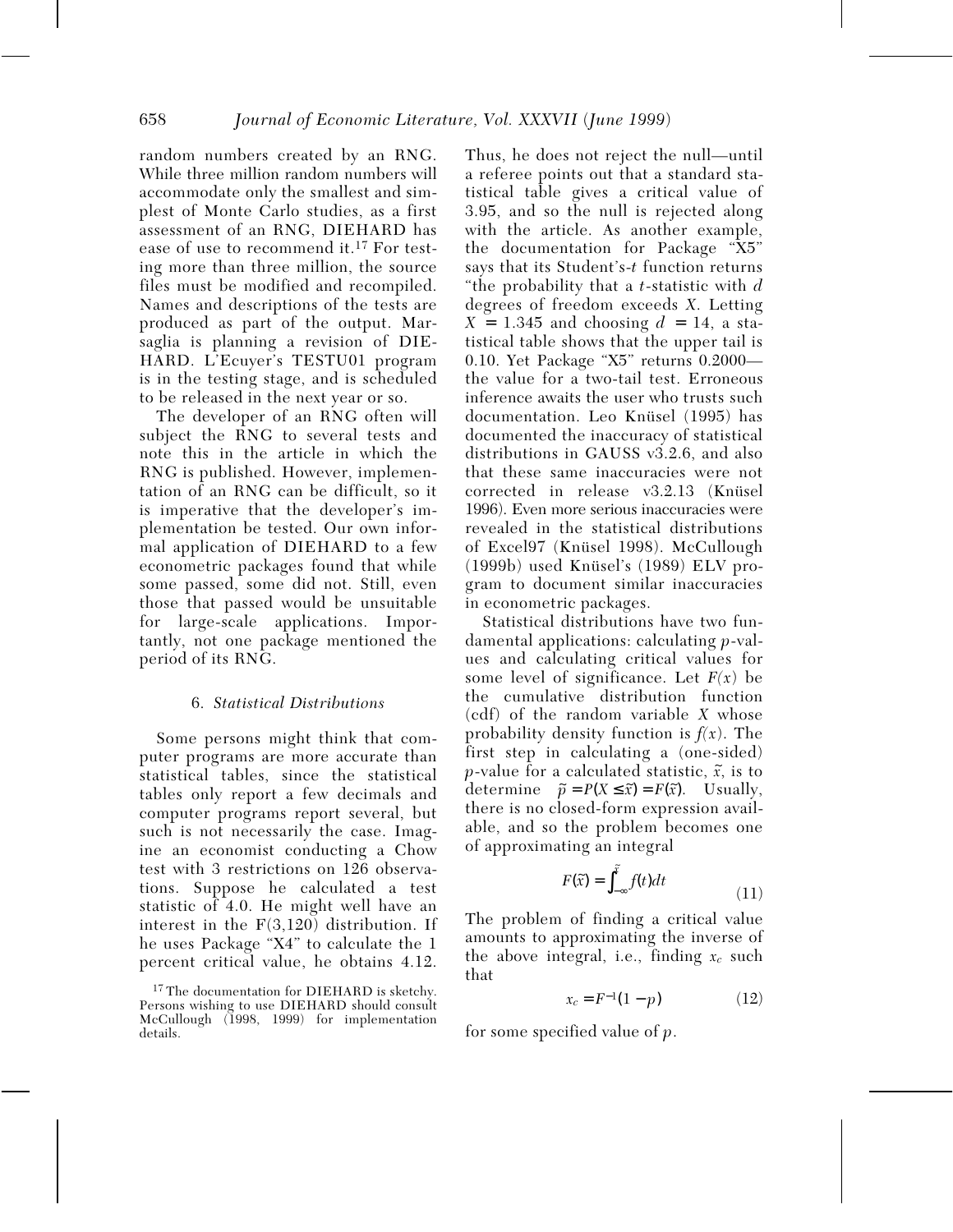random numbers created by an RNG. While three million random numbers will accommodate only the smallest and simplest of Monte Carlo studies, as a first assessment of an RNG, DIEHARD has ease of use to recommend it.[17] For testing more than three million, the source files must be modified and recompiled. Names and descriptions of the tests are produced as part of the output. Marsaglia is planning a revision of DIEHARD. L'Ecuyer's TESTU01 program is in the testing stage, and is scheduled to be released in the next year or so.

The developer of an RNG often will subject the RNG to several tests and note this in the article in which the RNG is published. However, implementation of an RNG can be difficult, so it is imperative that the developer's implementation be tested. Our own informal application of DIEHARD to a few econometric packages found that while some passed, some did not. Still, even those that passed would be unsuitable for large-scale applications. Importantly, not one package mentioned the period of its RNG.

### 6. *Statistical Distributions*

Some persons might think that computer programs are more accurate than statistical tables, since the statistical tables only report a few decimals and computer programs report several, but such is not necessarily the case. Imagine an economist conducting a Chow test with 3 restrictions on 126 observations. Suppose he calculated a test statistic of 4.0. He might well have an interest in the F(3,120) distribution. If he uses Package "X4" to calculate the 1 percent critical value, he obtains 4.12. Thus, he does not reject the null—until a referee points out that a standard statistical table gives a critical value of 3.95, and so the null is rejected along with the article. As another example, the documentation for Package "X5" says that its Student's-*t* function returns "the probability that a *t*-statistic with *d* degrees of freedom exceeds *X*. Letting $X = 1.345$ and choosing $d = 14$, a statistical table shows that the upper tail is 0.10. Yet Package "X5" returns 0.2000—the value for a two-tail test. Erroneous inference awaits the user who trusts such documentation. Leo Knüsel (1995) has documented the inaccuracy of statistical distributions in GAUSS v3.2.6, and also that these same inaccuracies were not corrected in release v3.2.13 (Knüsel 1996). Even more serious inaccuracies were revealed in the statistical distributions of Excel97 (Knüsel 1998). McCullough (1999b) used Knüsel's (1989) ELV program to document similar inaccuracies in econometric packages.

Statistical distributions have two fundamental applications: calculating *p*-values and calculating critical values for some level of significance. Let $F(x)$ be the cumulative distribution function (cdf) of the random variable $X$ whose probability density function is $f(x)$. The first step in calculating a (one-sided) *p*-value for a calculated statistic, $\tilde{x}$, is to determine $\tilde{p} = P(X \leq \tilde{x}) = F(\tilde{x})$. Usually, there is no closed-form expression available, and so the problem becomes one of approximating an integral

$$F(\tilde{x}) = \int_{-\infty}^{\tilde{x}} f(t)dt \tag{11}$$

The problem of finding a critical value amounts to approximating the inverse of the above integral, i.e., finding $x_c$ such that

$$x_c = F^{-1}(1-p) \tag{12}$$

for some specified value of $p$.

[17] The documentation for DIEHARD is sketchy. Persons wishing to use DIEHARD should consult McCullough (1998, 1999) for implementation details.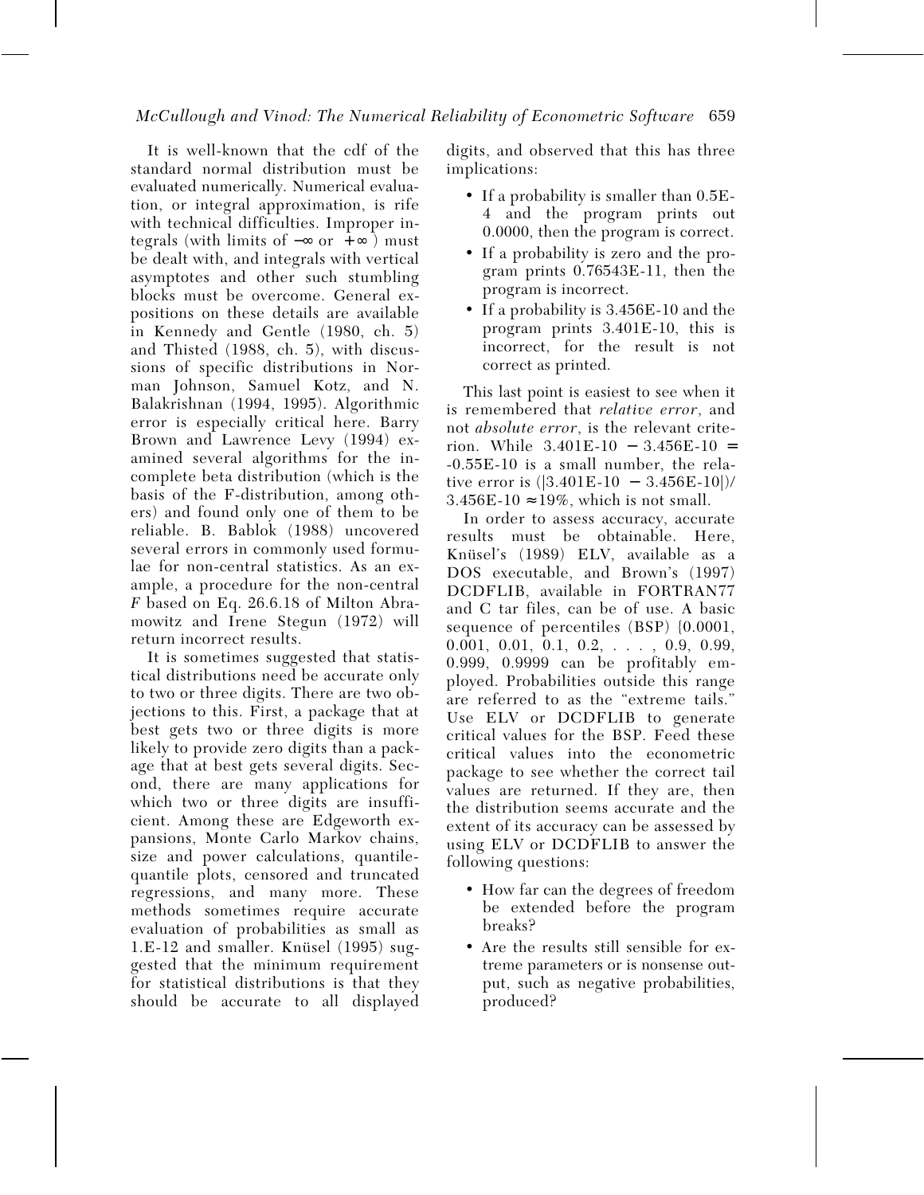It is well-known that the cdf of the standard normal distribution must be evaluated numerically. Numerical evaluation, or integral approximation, is rife with technical difficulties. Improper integrals (with limits of $-\infty$ or $+\infty$) must be dealt with, and integrals with vertical asymptotes and other such stumbling blocks must be overcome. General expositions on these details are available in Kennedy and Gentle (1980, ch. 5) and Thisted (1988, ch. 5), with discussions of specific distributions in Norman Johnson, Samuel Kotz, and N. Balakrishnan (1994, 1995). Algorithmic error is especially critical here. Barry Brown and Lawrence Levy (1994) examined several algorithms for the incomplete beta distribution (which is the basis of the F-distribution, among others) and found only one of them to be reliable. B. Bablok (1988) uncovered several errors in commonly used formulae for non-central statistics. As an example, a procedure for the non-central *F* based on Eq. 26.6.18 of Milton Abramowitz and Irene Stegun (1972) will return incorrect results.

It is sometimes suggested that statistical distributions need be accurate only to two or three digits. There are two objections to this. First, a package that at best gets two or three digits is more likely to provide zero digits than a package that at best gets several digits. Second, there are many applications for which two or three digits are insufficient. Among these are Edgeworth expansions, Monte Carlo Markov chains, size and power calculations, quantile-quantile plots, censored and truncated regressions, and many more. These methods sometimes require accurate evaluation of probabilities as small as 1.E-12 and smaller. Knüsel (1995) suggested that the minimum requirement for statistical distributions is that they should be accurate to all displayed digits, and observed that this has three implications:

- If a probability is smaller than 0.5E-4 and the program prints out 0.0000, then the program is correct.
- If a probability is zero and the program prints 0.76543E-11, then the program is incorrect.
- If a probability is 3.456E-10 and the program prints 3.401E-10, this is incorrect, for the result is not correct as printed.

This last point is easiest to see when it is remembered that *relative error*, and not *absolute error*, is the relevant criterion. While 3.401E-10 $-$ 3.456E-10 $=$ -0.55E-10 is a small number, the relative error is (|3.401E-10 $-$ 3.456E-10|)/3.456E-10 $\approx$19%, which is not small.

In order to assess accuracy, accurate results must be obtainable. Here, Knüsel's (1989) ELV, available as a DOS executable, and Brown's (1997) DCDFLIB, available in FORTRAN77 and C tar files, can be of use. A basic sequence of percentiles (BSP) {0.0001, 0.001, 0.01, 0.1, 0.2, . . . , 0.9, 0.99, 0.999, 0.9999 can be profitably employed. Probabilities outside this range are referred to as the "extreme tails." Use ELV or DCDFLIB to generate critical values for the BSP. Feed these critical values into the econometric package to see whether the correct tail values are returned. If they are, then the distribution seems accurate and the extent of its accuracy can be assessed by using ELV or DCDFLIB to answer the following questions:

- How far can the degrees of freedom be extended before the program breaks?
- Are the results still sensible for extreme parameters or is nonsense output, such as negative probabilities, produced?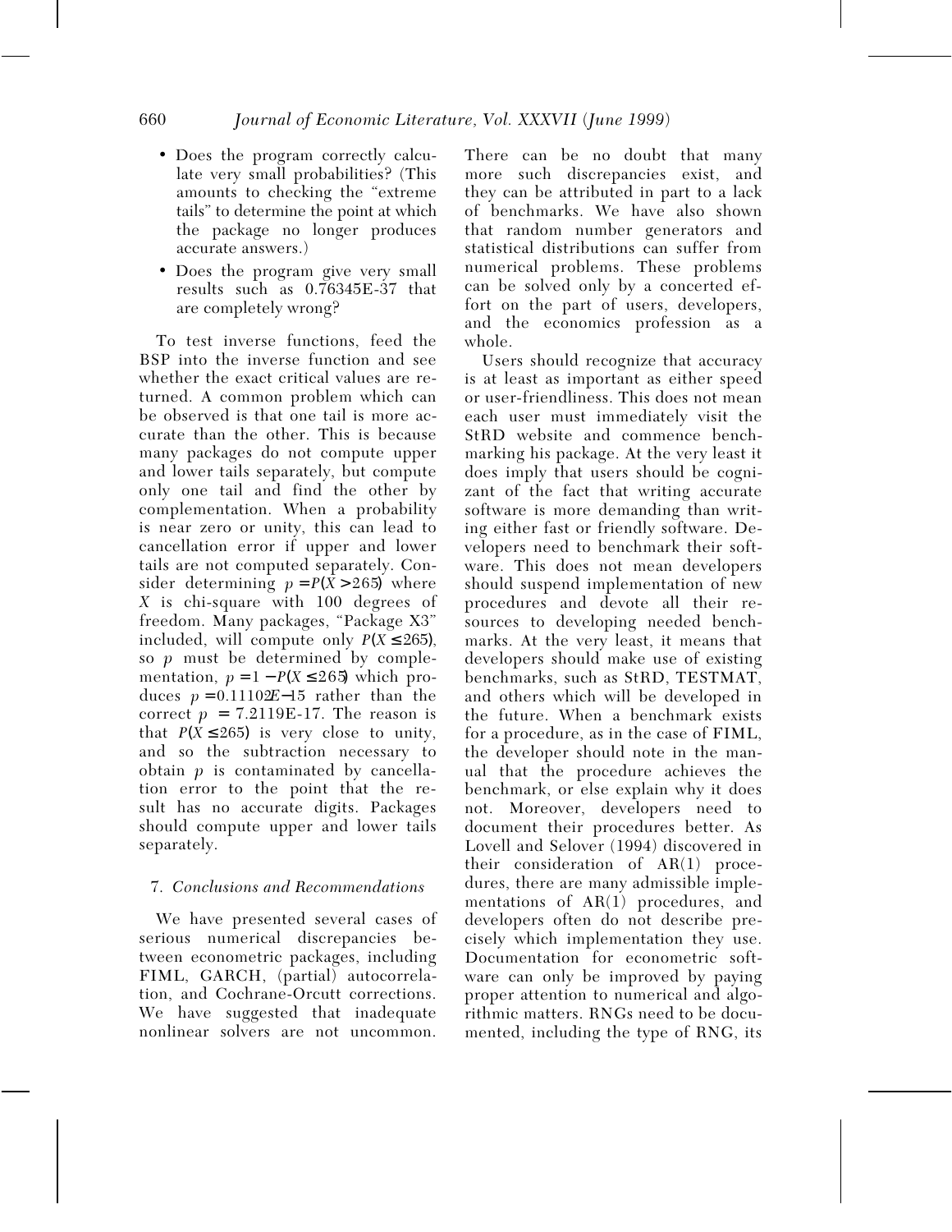- Does the program correctly calculate very small probabilities? (This amounts to checking the "extreme tails" to determine the point at which the package no longer produces accurate answers.)
- Does the program give very small results such as 0.76345E-37 that are completely wrong?

To test inverse functions, feed the BSP into the inverse function and see whether the exact critical values are returned. A common problem which can be observed is that one tail is more accurate than the other. This is because many packages do not compute upper and lower tails separately, but compute only one tail and find the other by complementation. When a probability is near zero or unity, this can lead to cancellation error if upper and lower tails are not computed separately. Consider determining $p = P(X > 265)$ where $X$ is chi-square with 100 degrees of freedom. Many packages, "Package X3" included, will compute only $P(X \leq 265)$, so $p$ must be determined by complementation, $p = 1 - P(X \leq 265)$ which produces $p = 0.11102E{-}15$ rather than the correct $p$ = 7.2119E-17. The reason is that $P(X \leq 265)$ is very close to unity, and so the subtraction necessary to obtain $p$ is contaminated by cancellation error to the point that the result has no accurate digits. Packages should compute upper and lower tails separately.

## 7. *Conclusions and Recommendations*

We have presented several cases of serious numerical discrepancies between econometric packages, including FIML, GARCH, (partial) autocorrelation, and Cochrane-Orcutt corrections. We have suggested that inadequate nonlinear solvers are not uncommon. There can be no doubt that many more such discrepancies exist, and they can be attributed in part to a lack of benchmarks. We have also shown that random number generators and statistical distributions can suffer from numerical problems. These problems can be solved only by a concerted effort on the part of users, developers, and the economics profession as a whole.

Users should recognize that accuracy is at least as important as either speed or user-friendliness. This does not mean each user must immediately visit the StRD website and commence benchmarking his package. At the very least it does imply that users should be cognizant of the fact that writing accurate software is more demanding than writing either fast or friendly software. Developers need to benchmark their software. This does not mean developers should suspend implementation of new procedures and devote all their resources to developing needed benchmarks. At the very least, it means that developers should make use of existing benchmarks, such as StRD, TESTMAT, and others which will be developed in the future. When a benchmark exists for a procedure, as in the case of FIML, the developer should note in the manual that the procedure achieves the benchmark, or else explain why it does not. Moreover, developers need to document their procedures better. As Lovell and Selover (1994) discovered in their consideration of AR(1) procedures, there are many admissible implementations of AR(1) procedures, and developers often do not describe precisely which implementation they use. Documentation for econometric software can only be improved by paying proper attention to numerical and algorithmic matters. RNGs need to be documented, including the type of RNG, its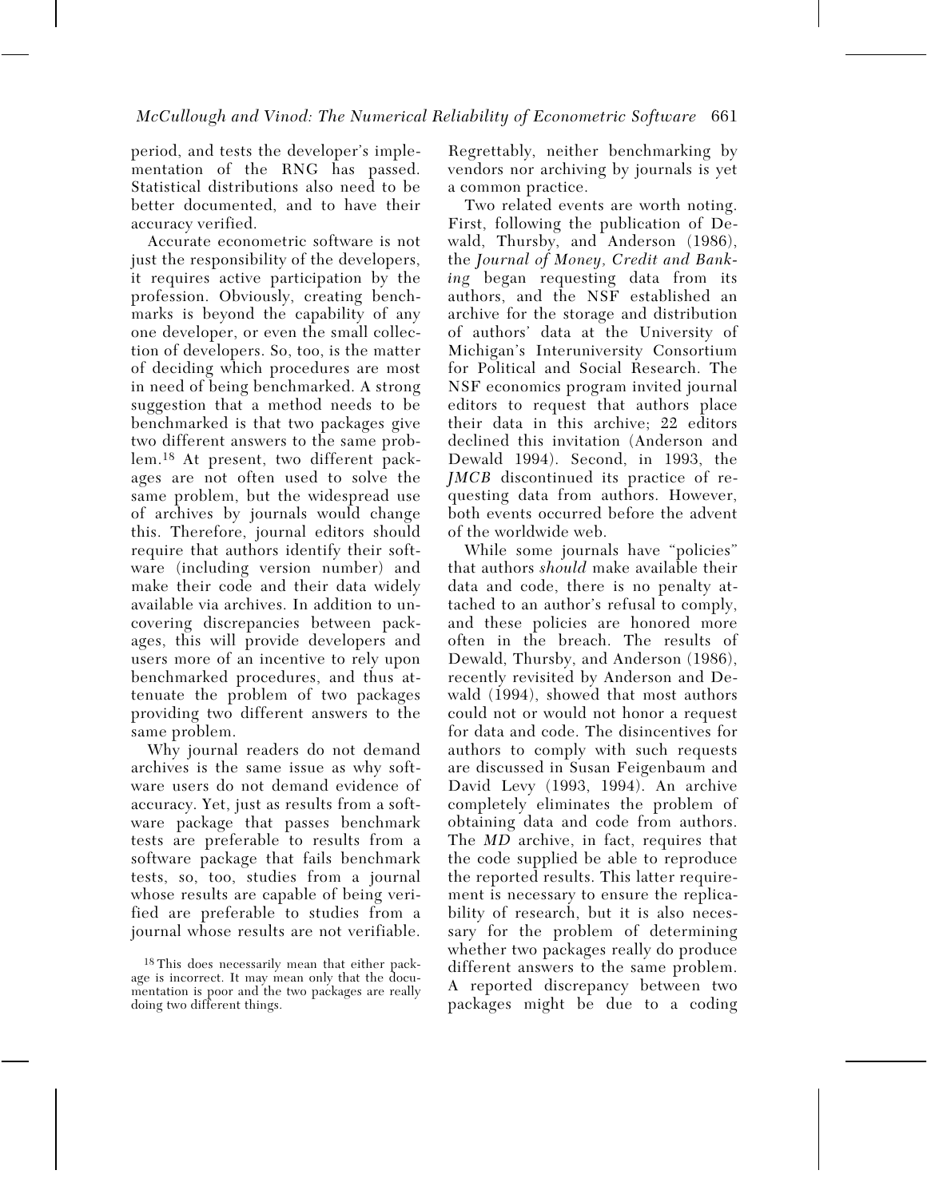period, and tests the developer's implementation of the RNG has passed. Statistical distributions also need to be better documented, and to have their accuracy verified.

Accurate econometric software is not just the responsibility of the developers, it requires active participation by the profession. Obviously, creating benchmarks is beyond the capability of any one developer, or even the small collection of developers. So, too, is the matter of deciding which procedures are most in need of being benchmarked. A strong suggestion that a method needs to be benchmarked is that two packages give two different answers to the same problem.[18] At present, two different packages are not often used to solve the same problem, but the widespread use of archives by journals would change this. Therefore, journal editors should require that authors identify their software (including version number) and make their code and their data widely available via archives. In addition to uncovering discrepancies between packages, this will provide developers and users more of an incentive to rely upon benchmarked procedures, and thus attenuate the problem of two packages providing two different answers to the same problem.

Why journal readers do not demand archives is the same issue as why software users do not demand evidence of accuracy. Yet, just as results from a software package that passes benchmark tests are preferable to results from a software package that fails benchmark tests, so, too, studies from a journal whose results are capable of being verified are preferable to studies from a journal whose results are not verifiable. Regrettably, neither benchmarking by vendors nor archiving by journals is yet a common practice.

Two related events are worth noting. First, following the publication of Dewald, Thursby, and Anderson (1986), the *Journal of Money, Credit and Banking* began requesting data from its authors, and the NSF established an archive for the storage and distribution of authors' data at the University of Michigan's Interuniversity Consortium for Political and Social Research. The NSF economics program invited journal editors to request that authors place their data in this archive; 22 editors declined this invitation (Anderson and Dewald 1994). Second, in 1993, the *JMCB* discontinued its practice of requesting data from authors. However, both events occurred before the advent of the worldwide web.

While some journals have "policies" that authors *should* make available their data and code, there is no penalty attached to an author's refusal to comply, and these policies are honored more often in the breach. The results of Dewald, Thursby, and Anderson (1986), recently revisited by Anderson and Dewald (1994), showed that most authors could not or would not honor a request for data and code. The disincentives for authors to comply with such requests are discussed in Susan Feigenbaum and David Levy (1993, 1994). An archive completely eliminates the problem of obtaining data and code from authors. The *MD* archive, in fact, requires that the code supplied be able to reproduce the reported results. This latter requirement is necessary to ensure the replicability of research, but it is also necessary for the problem of determining whether two packages really do produce different answers to the same problem. A reported discrepancy between two packages might be due to a coding

[18] This does necessarily mean that either package is incorrect. It may mean only that the documentation is poor and the two packages are really doing two different things.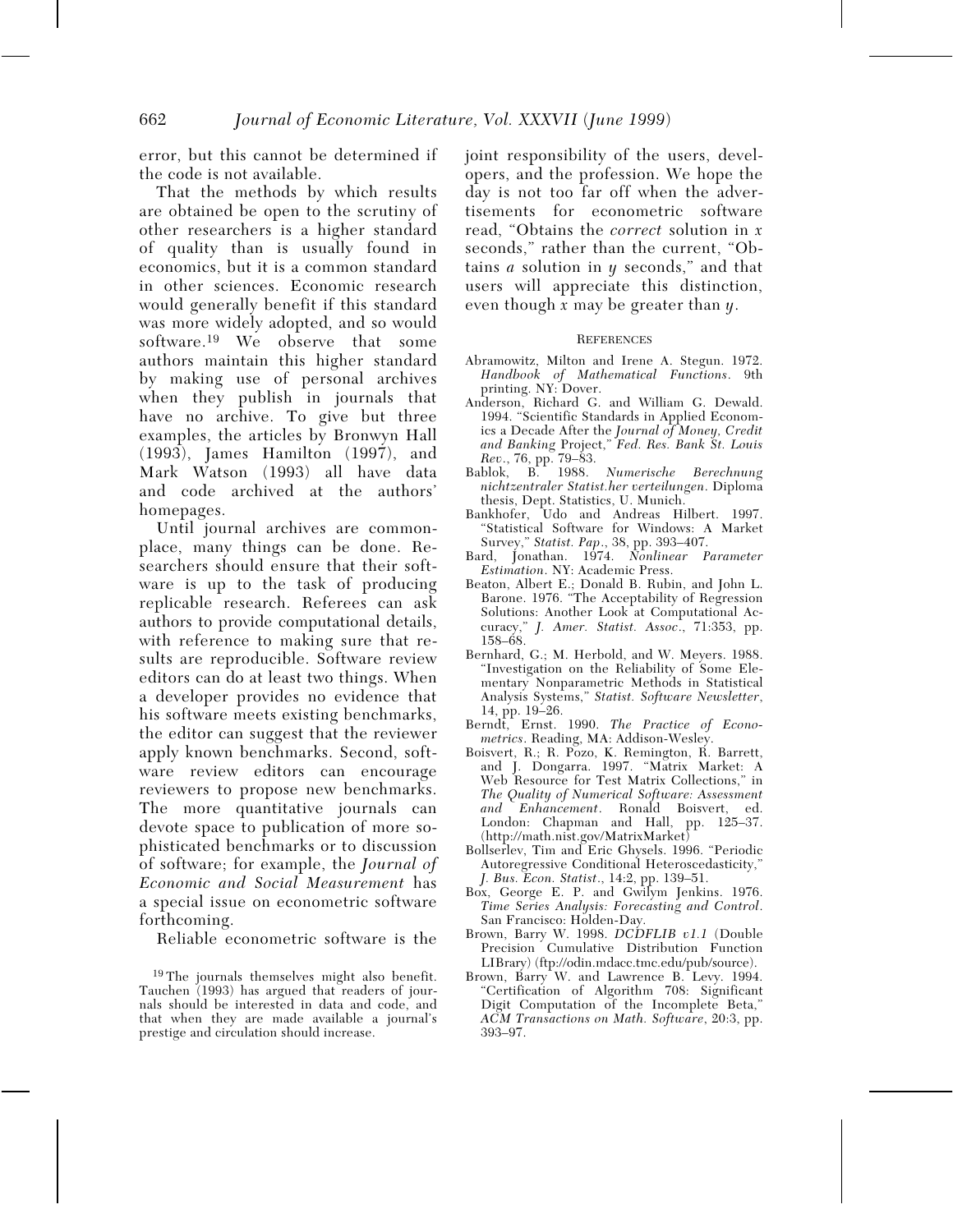error, but this cannot be determined if the code is not available.

That the methods by which results are obtained be open to the scrutiny of other researchers is a higher standard of quality than is usually found in economics, but it is a common standard in other sciences. Economic research would generally benefit if this standard was more widely adopted, and so would software.[19] We observe that some authors maintain this higher standard by making use of personal archives when they publish in journals that have no archive. To give but three examples, the articles by Bronwyn Hall (1993), James Hamilton (1997), and Mark Watson (1993) all have data and code archived at the authors' homepages.

Until journal archives are commonplace, many things can be done. Researchers should ensure that their software is up to the task of producing replicable research. Referees can ask authors to provide computational details, with reference to making sure that results are reproducible. Software review editors can do at least two things. When a developer provides no evidence that his software meets existing benchmarks, the editor can suggest that the reviewer apply known benchmarks. Second, software review editors can encourage reviewers to propose new benchmarks. The more quantitative journals can devote space to publication of more sophisticated benchmarks or to discussion of software; for example, the *Journal of Economic and Social Measurement* has a special issue on econometric software forthcoming.

Reliable econometric software is the joint responsibility of the users, developers, and the profession. We hope the day is not too far off when the advertisements for econometric software read, "Obtains the *correct* solution in $x$ seconds," rather than the current, "Obtains *a* solution in $y$ seconds," and that users will appreciate this distinction, even though $x$ may be greater than $y$.

[19] The journals themselves might also benefit. Tauchen (1993) has argued that readers of journals should be interested in data and code, and that when they are made available a journal's prestige and circulation should increase.

## References

Abramowitz, Milton and Irene A. Stegun. 1972. *Handbook of Mathematical Functions*. 9th printing. NY: Dover.

Anderson, Richard G. and William G. Dewald. 1994. "Scientific Standards in Applied Economics a Decade After the *Journal of Money, Credit and Banking* Project," *Fed. Res. Bank St. Louis Rev.*, 76, pp. 79–83.

Bablok, B. 1988. *Numerische Berechnung nichtzentraler Statist.her verteilungen*. Diploma thesis, Dept. Statistics, U. Munich.

Bankhofer, Udo and Andreas Hilbert. 1997. "Statistical Software for Windows: A Market Survey," *Statist. Pap.*, 38, pp. 393–407.

Bard, Jonathan. 1974. *Nonlinear Parameter Estimation*. NY: Academic Press.

Beaton, Albert E.; Donald B. Rubin, and John L. Barone. 1976. "The Acceptability of Regression Solutions: Another Look at Computational Accuracy," *J. Amer. Statist. Assoc.*, 71:353, pp. 158–68.

Bernhard, G.; M. Herbold, and W. Meyers. 1988. "Investigation on the Reliability of Some Elementary Nonparametric Methods in Statistical Analysis Systems," *Statist. Software Newsletter*, 14, pp. 19–26.

Berndt, Ernst. 1990. *The Practice of Econometrics*. Reading, MA: Addison-Wesley.

Boisvert, R.; R. Pozo, K. Remington, R. Barrett, and J. Dongarra. 1997. "Matrix Market: A Web Resource for Test Matrix Collections," in *The Quality of Numerical Software: Assessment and Enhancement*. Ronald Boisvert, ed. London: Chapman and Hall, pp. 125–37. (http://math.nist.gov/MatrixMarket)

Bollserlev, Tim and Eric Ghysels. 1996. "Periodic Autoregressive Conditional Heteroscedasticity," *J. Bus. Econ. Statist.*, 14:2, pp. 139–51.

Box, George E. P. and Gwilym Jenkins. 1976. *Time Series Analysis: Forecasting and Control*. San Francisco: Holden-Day.

Brown, Barry W. 1998. *DCDFLIB v1.1* (Double Precision Cumulative Distribution Function LIBrary) (ftp://odin.mdacc.tmc.edu/pub/source).

Brown, Barry W. and Lawrence B. Levy. 1994. "Certification of Algorithm 708: Significant Digit Computation of the Incomplete Beta," *ACM Transactions on Math. Software*, 20:3, pp. 393–97.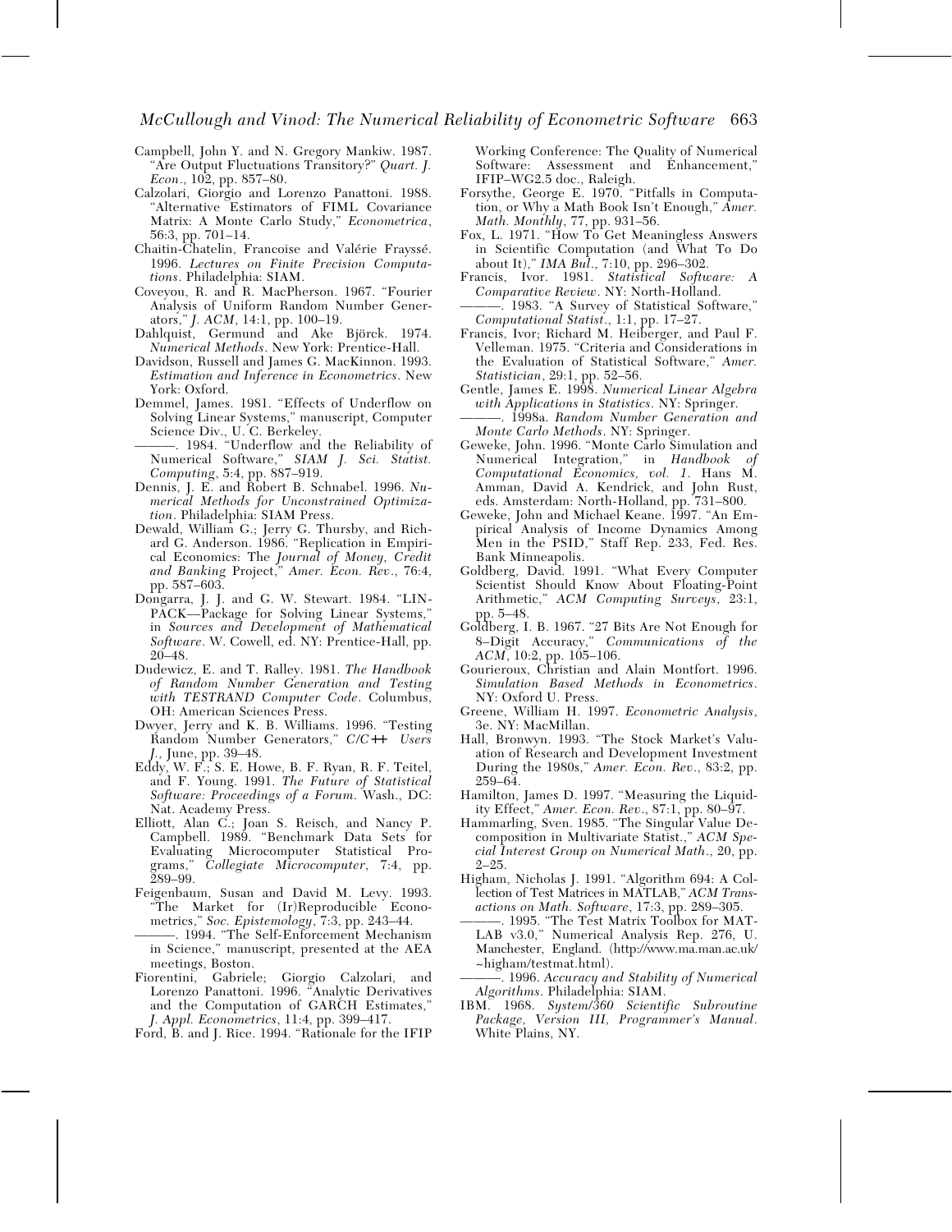Campbell, John Y. and N. Gregory Mankiw. 1987. "Are Output Fluctuations Transitory?" *Quart. J. Econ.*, 102, pp. 857–80.

Calzolari, Giorgio and Lorenzo Panattoni. 1988. "Alternative Estimators of FIML Covariance Matrix: A Monte Carlo Study," *Econometrica*, 56:3, pp. 701–14.

Chaitin-Chatelin, Francoise and Valérie Frayssé. 1996. *Lectures on Finite Precision Computations*. Philadelphia: SIAM.

Coveyou, R. and R. MacPherson. 1967. "Fourier Analysis of Uniform Random Number Generators," *J. ACM*, 14:1, pp. 100–19.

Dahlquist, Germund and Ake Björck. 1974. *Numerical Methods*. New York: Prentice-Hall.

Davidson, Russell and James G. MacKinnon. 1993. *Estimation and Inference in Econometrics*. New York: Oxford.

Demmel, James. 1981. "Effects of Underflow on Solving Linear Systems," manuscript, Computer Science Div., U. C. Berkeley.

———. 1984. "Underflow and the Reliability of Numerical Software," *SIAM J. Sci. Statist. Computing*, 5:4, pp. 887–919.

Dennis, J. E. and Robert B. Schnabel. 1996. *Numerical Methods for Unconstrained Optimization*. Philadelphia: SIAM Press.

Dewald, William G.; Jerry G. Thursby, and Richard G. Anderson. 1986. "Replication in Empirical Economics: The *Journal of Money, Credit and Banking* Project," *Amer. Econ. Rev.*, 76:4, pp. 587–603.

Dongarra, J. J. and G. W. Stewart. 1984. "LINPACK—Package for Solving Linear Systems," in *Sources and Development of Mathematical Software*. W. Cowell, ed. NY: Prentice-Hall, pp. 20–48.

Dudewicz, E. and T. Ralley. 1981. *The Handbook of Random Number Generation and Testing with TESTRAND Computer Code*. Columbus, OH: American Sciences Press.

Dwyer, Jerry and K. B. Williams. 1996. "Testing Random Number Generators," *C/C++ Users J.*, June, pp. 39–48.

Eddy, W. F.; S. E. Howe, B. F. Ryan, R. F. Teitel, and F. Young. 1991. *The Future of Statistical Software: Proceedings of a Forum*. Wash., DC: Nat. Academy Press.

Elliott, Alan C.; Joan S. Reisch, and Nancy P. Campbell. 1989. "Benchmark Data Sets for Evaluating Microcomputer Statistical Programs," *Collegiate Microcomputer*, 7:4, pp. 289–99.

Feigenbaum, Susan and David M. Levy. 1993. "The Market for (Ir)Reproducible Econometrics," *Soc. Epistemology*, 7:3, pp. 243–44.

———. 1994. "The Self-Enforcement Mechanism in Science," manuscript, presented at the AEA meetings, Boston.

Fiorentini, Gabriele; Giorgio Calzolari, and Lorenzo Panattoni. 1996. "Analytic Derivatives and the Computation of GARCH Estimates," *J. Appl. Econometrics*, 11:4, pp. 399–417.

Ford, B. and J. Rice. 1994. "Rationale for the IFIP Working Conference: The Quality of Numerical Software: Assessment and Enhancement," IFIP–WG2.5 doc., Raleigh.

Forsythe, George E. 1970. "Pitfalls in Computation, or Why a Math Book Isn't Enough," *Amer. Math. Monthly*, 77, pp. 931–56.

Fox, L. 1971. "How To Get Meaningless Answers in Scientific Computation (and What To Do about It)," *IMA Bul.*, 7:10, pp. 296–302.

Francis, Ivor. 1981. *Statistical Software: A Comparative Review*. NY: North-Holland.

———. 1983. "A Survey of Statistical Software," *Computational Statist.*, 1:1, pp. 17–27.

Francis, Ivor; Richard M. Heiberger, and Paul F. Velleman. 1975. "Criteria and Considerations in the Evaluation of Statistical Software," *Amer. Statistician*, 29:1, pp. 52–56.

Gentle, James E. 1998. *Numerical Linear Algebra with Applications in Statistics*. NY: Springer.

———. 1998a. *Random Number Generation and Monte Carlo Methods*. NY: Springer.

Geweke, John. 1996. "Monte Carlo Simulation and Numerical Integration," in *Handbook of Computational Economics, vol. 1*. Hans M. Amman, David A. Kendrick, and John Rust, eds. Amsterdam: North-Holland, pp. 731–800.

Geweke, John and Michael Keane. 1997. "An Empirical Analysis of Income Dynamics Among Men in the PSID," Staff Rep. 233, Fed. Res. Bank Minneapolis.

Goldberg, David. 1991. "What Every Computer Scientist Should Know About Floating-Point Arithmetic," *ACM Computing Surveys*, 23:1, pp. 5–48.

Goldberg, I. B. 1967. "27 Bits Are Not Enough for 8–Digit Accuracy," *Communications of the ACM*, 10:2, pp. 105–106.

Gourieroux, Christian and Alain Montfort. 1996. *Simulation Based Methods in Econometrics*. NY: Oxford U. Press.

Greene, William H. 1997. *Econometric Analysis*, 3e. NY: MacMillan.

Hall, Bronwyn. 1993. "The Stock Market's Valuation of Research and Development Investment During the 1980s," *Amer. Econ. Rev.*, 83:2, pp. 259–64.

Hamilton, James D. 1997. "Measuring the Liquidity Effect," *Amer. Econ. Rev.*, 87:1, pp. 80–97.

Hammarling, Sven. 1985. "The Singular Value Decomposition in Multivariate Statist.," *ACM Special Interest Group on Numerical Math.*, 20, pp. 2–25.

Higham, Nicholas J. 1991. "Algorithm 694: A Collection of Test Matrices in MATLAB," *ACM Transactions on Math. Software*, 17:3, pp. 289–305.

———. 1995. "The Test Matrix Toolbox for MATLAB v3.0," Numerical Analysis Rep. 276, U. Manchester, England. (http://www.ma.man.ac.uk/~higham/testmat.html).

———. 1996. *Accuracy and Stability of Numerical Algorithms*. Philadelphia: SIAM.

IBM. 1968. *System/360 Scientific Subroutine Package, Version III, Programmer's Manual*. White Plains, NY.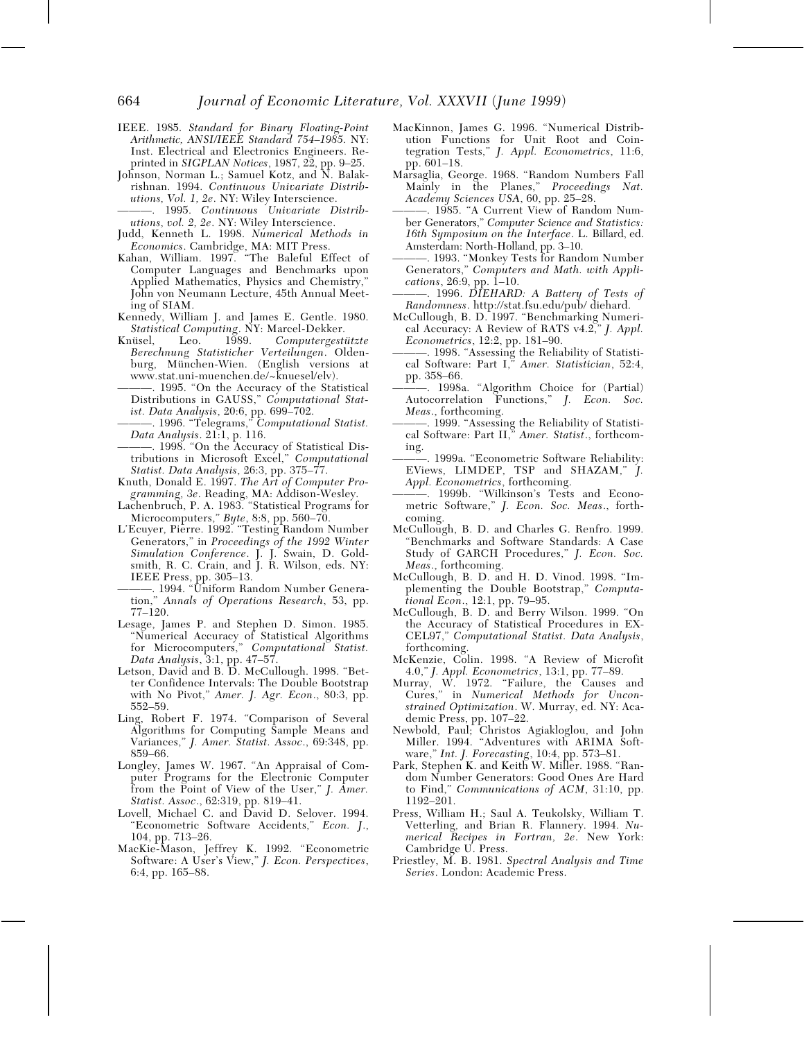IEEE. 1985. *Standard for Binary Floating-Point Arithmetic, ANSI/IEEE Standard 754–1985*. NY: Inst. Electrical and Electronics Engineers. Reprinted in *SIGPLAN Notices*, 1987, 22, pp. 9–25.

Johnson, Norman L.; Samuel Kotz, and N. Balakrishnan. 1994. *Continuous Univariate Distributions, Vol. 1, 2e*. NY: Wiley Interscience.

———. 1995. *Continuous Univariate Distributions, vol. 2, 2e*. NY: Wiley Interscience.

Judd, Kenneth L. 1998. *Numerical Methods in Economics*. Cambridge, MA: MIT Press.

Kahan, William. 1997. "The Baleful Effect of Computer Languages and Benchmarks upon Applied Mathematics, Physics and Chemistry," John von Neumann Lecture, 45th Annual Meeting of SIAM.

Kennedy, William J. and James E. Gentle. 1980. *Statistical Computing*. NY: Marcel-Dekker.

Knüsel, Leo. 1989. *Computergestützte Berechnung Statisticher Verteilungen*. Oldenburg, München-Wien. (English versions at www.stat.uni-muenchen.de/~knuesel/elv).

———. 1995. "On the Accuracy of the Statistical Distributions in GAUSS," *Computational Statist. Data Analysis*, 20:6, pp. 699–702.

———. 1996. "Telegrams," *Computational Statist. Data Analysis*. 21:1, p. 116.

———. 1998. "On the Accuracy of Statistical Distributions in Microsoft Excel," *Computational Statist. Data Analysis*, 26:3, pp. 375–77.

Knuth, Donald E. 1997. *The Art of Computer Programming, 3e*. Reading, MA: Addison-Wesley.

Lachenbruch, P. A. 1983. "Statistical Programs for Microcomputers," *Byte*, 8:8, pp. 560–70.

L'Ecuyer, Pierre. 1992. "Testing Random Number Generators," in *Proceedings of the 1992 Winter Simulation Conference*. J. J. Swain, D. Goldsmith, R. C. Crain, and J. R. Wilson, eds. NY: IEEE Press, pp. 305–13.

———. 1994. "Uniform Random Number Generation," *Annals of Operations Research*, 53, pp. 77–120.

Lesage, James P. and Stephen D. Simon. 1985. "Numerical Accuracy of Statistical Algorithms for Microcomputers," *Computational Statist. Data Analysis*, 3:1, pp. 47–57.

Letson, David and B. D. McCullough. 1998. "Better Confidence Intervals: The Double Bootstrap with No Pivot," *Amer. J. Agr. Econ*., 80:3, pp. 552–59.

Ling, Robert F. 1974. "Comparison of Several Algorithms for Computing Sample Means and Variances," *J. Amer. Statist. Assoc*., 69:348, pp. 859–66.

Longley, James W. 1967. "An Appraisal of Computer Programs for the Electronic Computer from the Point of View of the User," *J. Amer. Statist. Assoc*., 62:319, pp. 819–41.

Lovell, Michael C. and David D. Selover. 1994. "Econometric Software Accidents," *Econ. J*., 104, pp. 713–26.

MacKie-Mason, Jeffrey K. 1992. "Econometric Software: A User's View," *J. Econ. Perspectives*, 6:4, pp. 165–88.

MacKinnon, James G. 1996. "Numerical Distribution Functions for Unit Root and Cointegration Tests," *J. Appl. Econometrics*, 11:6, pp. 601–18.

Marsaglia, George. 1968. "Random Numbers Fall Mainly in the Planes," *Proceedings Nat. Academy Sciences USA*, 60, pp. 25–28.

———. 1985. "A Current View of Random Number Generators," *Computer Science and Statistics: 16th Symposium on the Interface*. L. Billard, ed. Amsterdam: North-Holland, pp. 3–10.

———. 1993. "Monkey Tests for Random Number Generators," *Computers and Math. with Applications*, 26:9, pp. 1–10.

———. 1996. *DIEHARD: A Battery of Tests of Randomness*. http://stat.fsu.edu/pub/ diehard.

McCullough, B. D. 1997. "Benchmarking Numerical Accuracy: A Review of RATS v4.2," *J. Appl. Econometrics*, 12:2, pp. 181–90.

———. 1998. "Assessing the Reliability of Statistical Software: Part I," *Amer. Statistician*, 52:4, pp. 358–66.

———. 1998a. "Algorithm Choice for (Partial) Autocorrelation Functions," *J. Econ. Soc. Meas*., forthcoming.

———. 1999. "Assessing the Reliability of Statistical Software: Part II," *Amer. Statist*., forthcoming.

———. 1999a. "Econometric Software Reliability: EViews, LIMDEP, TSP and SHAZAM," *J. Appl. Econometrics*, forthcoming.

———. 1999b. "Wilkinson's Tests and Econometric Software," *J. Econ. Soc. Meas*., forthcoming.

McCullough, B. D. and Charles G. Renfro. 1999. "Benchmarks and Software Standards: A Case Study of GARCH Procedures," *J. Econ. Soc. Meas*., forthcoming.

McCullough, B. D. and H. D. Vinod. 1998. "Implementing the Double Bootstrap," *Computational Econ*., 12:1, pp. 79–95.

McCullough, B. D. and Berry Wilson. 1999. "On the Accuracy of Statistical Procedures in EXCEL97," *Computational Statist. Data Analysis*, forthcoming.

McKenzie, Colin. 1998. "A Review of Microfit 4.0," *J. Appl. Econometrics*, 13:1, pp. 77–89.

Murray, W. 1972. "Failure, the Causes and Cures," in *Numerical Methods for Unconstrained Optimization*. W. Murray, ed. NY: Academic Press, pp. 107–22.

Newbold, Paul; Christos Agiakloglou, and John Miller. 1994. "Adventures with ARIMA Software," *Int. J. Forecasting*, 10:4, pp. 573–81.

Park, Stephen K. and Keith W. Miller. 1988. "Random Number Generators: Good Ones Are Hard to Find," *Communications of ACM*, 31:10, pp. 1192–201.

Press, William H.; Saul A. Teukolsky, William T. Vetterling, and Brian R. Flannery. 1994. *Numerical Recipes in Fortran, 2e*. New York: Cambridge U. Press.

Priestley, M. B. 1981. *Spectral Analysis and Time Series*. London: Academic Press.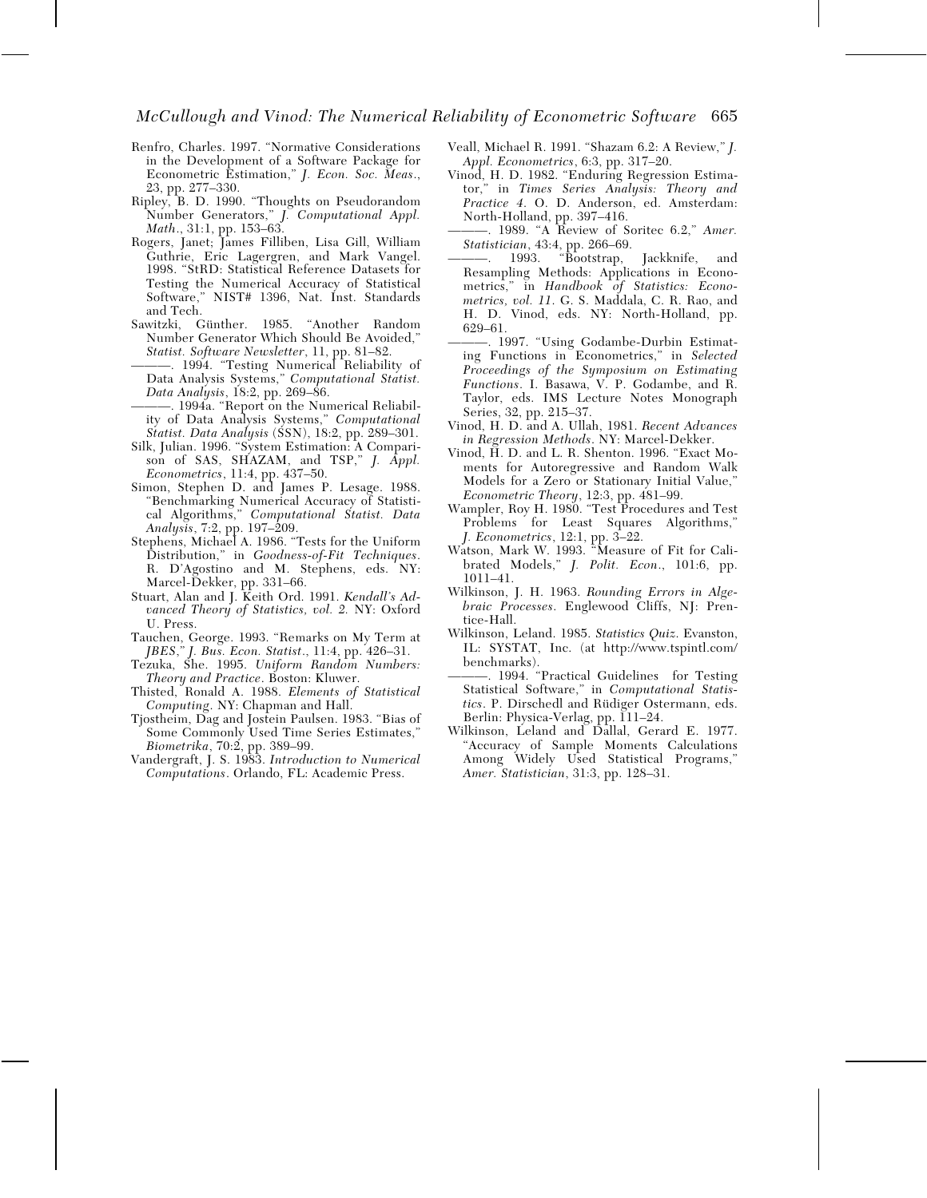Renfro, Charles. 1997. "Normative Considerations in the Development of a Software Package for Econometric Estimation," *J. Econ. Soc. Meas.*, 23, pp. 277–330.

Ripley, B. D. 1990. "Thoughts on Pseudorandom Number Generators," *J. Computational Appl. Math.*, 31:1, pp. 153–63.

Rogers, Janet; James Filliben, Lisa Gill, William Guthrie, Eric Lagergren, and Mark Vangel. 1998. "StRD: Statistical Reference Datasets for Testing the Numerical Accuracy of Statistical Software," NIST# 1396, Nat. Inst. Standards and Tech.

Sawitzki, Günther. 1985. "Another Random Number Generator Which Should Be Avoided," *Statist. Software Newsletter*, 11, pp. 81–82.

———. 1994. "Testing Numerical Reliability of Data Analysis Systems," *Computational Statist. Data Analysis*, 18:2, pp. 269–86.

———. 1994a. "Report on the Numerical Reliability of Data Analysis Systems," *Computational Statist. Data Analysis* (SSN), 18:2, pp. 289–301.

Silk, Julian. 1996. "System Estimation: A Comparison of SAS, SHAZAM, and TSP," *J. Appl. Econometrics*, 11:4, pp. 437–50.

Simon, Stephen D. and James P. Lesage. 1988. "Benchmarking Numerical Accuracy of Statistical Algorithms," *Computational Statist. Data Analysis*, 7:2, pp. 197–209.

Stephens, Michael A. 1986. "Tests for the Uniform Distribution," in *Goodness-of-Fit Techniques*. R. D'Agostino and M. Stephens, eds. NY: Marcel-Dekker, pp. 331–66.

Stuart, Alan and J. Keith Ord. 1991. *Kendall's Advanced Theory of Statistics, vol. 2.* NY: Oxford U. Press.

Tauchen, George. 1993. "Remarks on My Term at *JBES*," *J. Bus. Econ. Statist.*, 11:4, pp. 426–31.

Tezuka, She. 1995. *Uniform Random Numbers: Theory and Practice*. Boston: Kluwer.

Thisted, Ronald A. 1988. *Elements of Statistical Computing*. NY: Chapman and Hall.

Tjostheim, Dag and Jostein Paulsen. 1983. "Bias of Some Commonly Used Time Series Estimates," *Biometrika*, 70:2, pp. 389–99.

Vandergraft, J. S. 1983. *Introduction to Numerical Computations*. Orlando, FL: Academic Press.

Veall, Michael R. 1991. "Shazam 6.2: A Review," *J. Appl. Econometrics*, 6:3, pp. 317–20.

Vinod, H. D. 1982. "Enduring Regression Estimator," in *Times Series Analysis: Theory and Practice 4*. O. D. Anderson, ed. Amsterdam: North-Holland, pp. 397–416.

———. 1989. "A Review of Soritec 6.2," *Amer. Statistician*, 43:4, pp. 266–69.

———. 1993. "Bootstrap, Jackknife, and Resampling Methods: Applications in Econometrics," in *Handbook of Statistics: Econometrics, vol. 11*. G. S. Maddala, C. R. Rao, and H. D. Vinod, eds. NY: North-Holland, pp. 629–61.

———. 1997. "Using Godambe-Durbin Estimating Functions in Econometrics," in *Selected Proceedings of the Symposium on Estimating Functions*. I. Basawa, V. P. Godambe, and R. Taylor, eds. IMS Lecture Notes Monograph Series, 32, pp. 215–37.

Vinod, H. D. and A. Ullah, 1981. *Recent Advances in Regression Methods*. NY: Marcel-Decker.

Vinod, H. D. and L. R. Shenton. 1996. "Exact Moments for Autoregressive and Random Walk Models for a Zero or Stationary Initial Value," *Econometric Theory*, 12:3, pp. 481–99.

Wampler, Roy H. 1980. "Test Procedures and Test Problems for Least Squares Algorithms," *J. Econometrics*, 12:1, pp. 3–22.

Watson, Mark W. 1993. "Measure of Fit for Calibrated Models," *J. Polit. Econ.*, 101:6, pp. 1011–41.

Wilkinson, J. H. 1963. *Rounding Errors in Algebraic Processes*. Englewood Cliffs, NJ: Prentice-Hall.

Wilkinson, Leland. 1985. *Statistics Quiz*. Evanston, IL: SYSTAT, Inc. (at http://www.tspintl.com/benchmarks).

———. 1994. "Practical Guidelines for Testing Statistical Software," in *Computational Statistics*. P. Dirschedl and Rüdiger Ostermann, eds. Berlin: Physica-Verlag, pp. 111–24.

Wilkinson, Leland and Dallal, Gerard E. 1977. "Accuracy of Sample Moments Calculations Among Widely Used Statistical Programs," *Amer. Statistician*, 31:3, pp. 128–31.